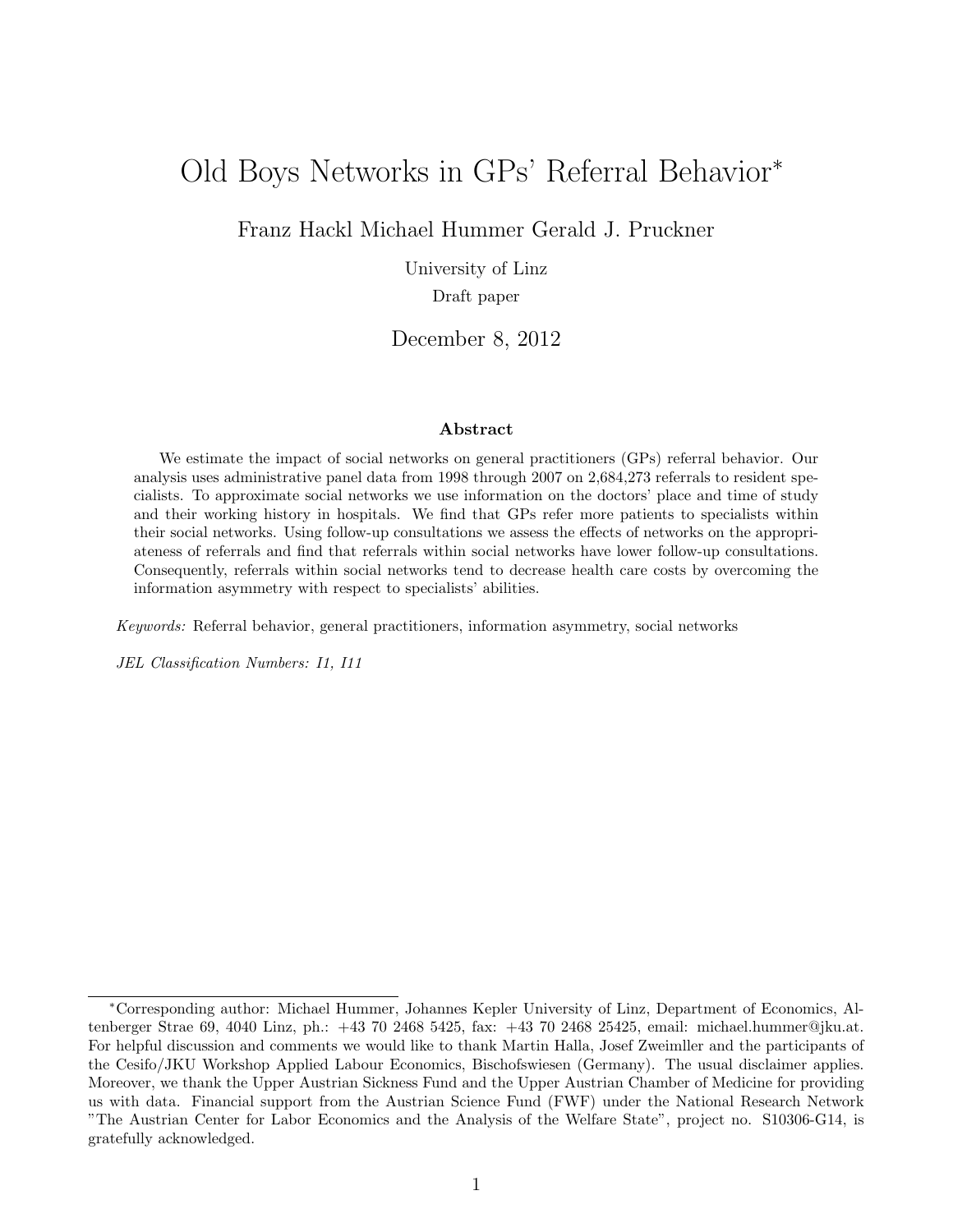# Old Boys Networks in GPs' Referral Behavior*

Franz Hackl Michael Hummer Gerald J. Pruckner

University of Linz

Draft paper

December 8, 2012

## Abstract

We estimate the impact of social networks on general practitioners (GPs) referral behavior. Our analysis uses administrative panel data from 1998 through 2007 on 2,684,273 referrals to resident specialists. To approximate social networks we use information on the doctors' place and time of study and their working history in hospitals. We find that GPs refer more patients to specialists within their social networks. Using follow-up consultations we assess the effects of networks on the appropriateness of referrals and find that referrals within social networks have lower follow-up consultations. Consequently, referrals within social networks tend to decrease health care costs by overcoming the information asymmetry with respect to specialists' abilities.

*Keywords:* Referral behavior, general practitioners, information asymmetry, social networks

*JEL Classification Numbers: I1, I11*

---

*Corresponding author: Michael Hummer, Johannes Kepler University of Linz, Department of Economics, Altenberger Strae 69, 4040 Linz, ph.: +43 70 2468 5425, fax: +43 70 2468 25425, email: michael.hummer@jku.at. For helpful discussion and comments we would like to thank Martin Halla, Josef Zweimller and the participants of the Cesifo/JKU Workshop Applied Labour Economics, Bischofswiesen (Germany). The usual disclaimer applies. Moreover, we thank the Upper Austrian Sickness Fund and the Upper Austrian Chamber of Medicine for providing us with data. Financial support from the Austrian Science Fund (FWF) under the National Research Network "The Austrian Center for Labor Economics and the Analysis of the Welfare State", project no. S10306-G14, is gratefully acknowledged.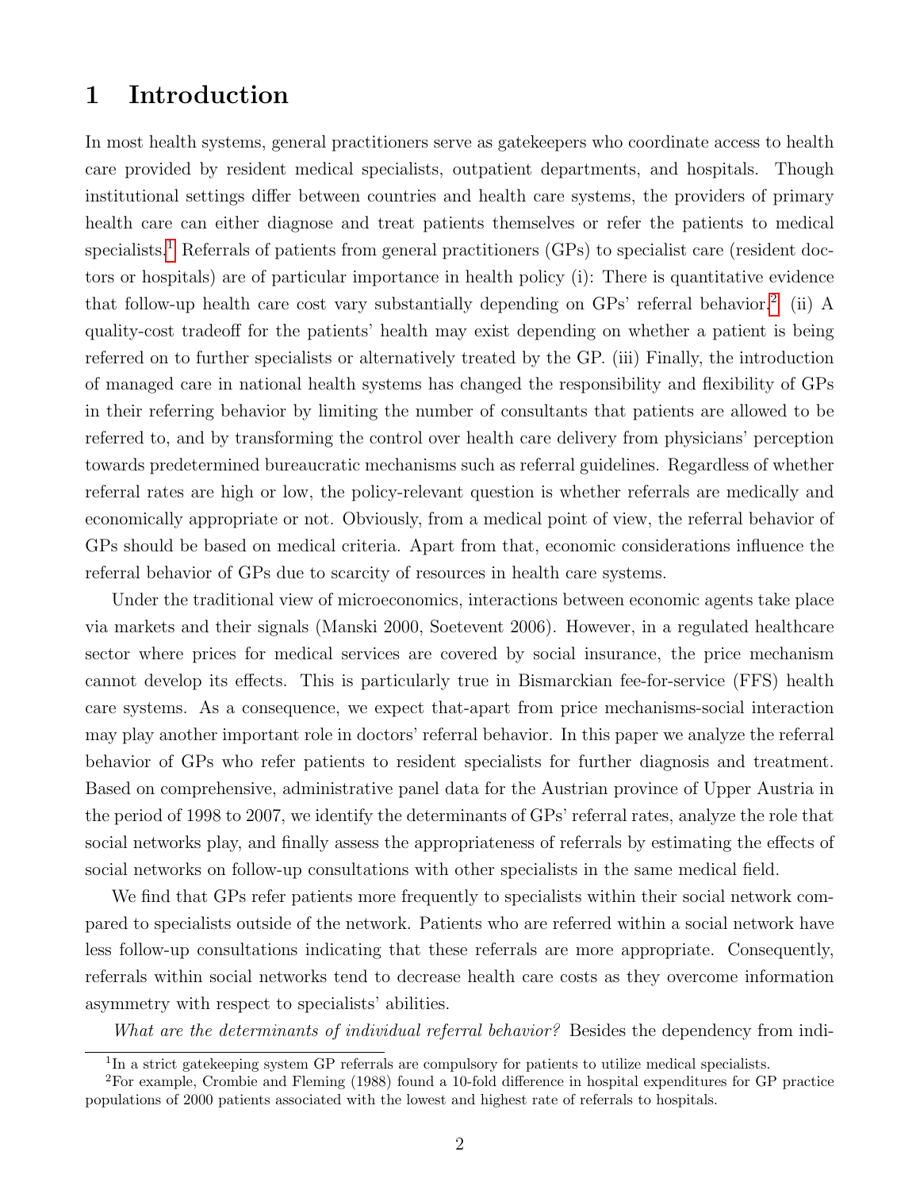# 1 Introduction

In most health systems, general practitioners serve as gatekeepers who coordinate access to health care provided by resident medical specialists, outpatient departments, and hospitals. Though institutional settings differ between countries and health care systems, the providers of primary health care can either diagnose and treat patients themselves or refer the patients to medical specialists.[1] Referrals of patients from general practitioners (GPs) to specialist care (resident doctors or hospitals) are of particular importance in health policy (i): There is quantitative evidence that follow-up health care cost vary substantially depending on GPs' referral behavior.[2] (ii) A quality-cost tradeoff for the patients' health may exist depending on whether a patient is being referred on to further specialists or alternatively treated by the GP. (iii) Finally, the introduction of managed care in national health systems has changed the responsibility and flexibility of GPs in their referring behavior by limiting the number of consultants that patients are allowed to be referred to, and by transforming the control over health care delivery from physicians' perception towards predetermined bureaucratic mechanisms such as referral guidelines. Regardless of whether referral rates are high or low, the policy-relevant question is whether referrals are medically and economically appropriate or not. Obviously, from a medical point of view, the referral behavior of GPs should be based on medical criteria. Apart from that, economic considerations influence the referral behavior of GPs due to scarcity of resources in health care systems.

Under the traditional view of microeconomics, interactions between economic agents take place via markets and their signals (Manski 2000, Soetevent 2006). However, in a regulated healthcare sector where prices for medical services are covered by social insurance, the price mechanism cannot develop its effects. This is particularly true in Bismarckian fee-for-service (FFS) health care systems. As a consequence, we expect that-apart from price mechanisms-social interaction may play another important role in doctors' referral behavior. In this paper we analyze the referral behavior of GPs who refer patients to resident specialists for further diagnosis and treatment. Based on comprehensive, administrative panel data for the Austrian province of Upper Austria in the period of 1998 to 2007, we identify the determinants of GPs' referral rates, analyze the role that social networks play, and finally assess the appropriateness of referrals by estimating the effects of social networks on follow-up consultations with other specialists in the same medical field.

We find that GPs refer patients more frequently to specialists within their social network compared to specialists outside of the network. Patients who are referred within a social network have less follow-up consultations indicating that these referrals are more appropriate. Consequently, referrals within social networks tend to decrease health care costs as they overcome information asymmetry with respect to specialists' abilities.

*What are the determinants of individual referral behavior?* Besides the dependency from indi-

[1] In a strict gatekeeping system GP referrals are compulsory for patients to utilize medical specialists.

[2] For example, Crombie and Fleming (1988) found a 10-fold difference in hospital expenditures for GP practice populations of 2000 patients associated with the lowest and highest rate of referrals to hospitals.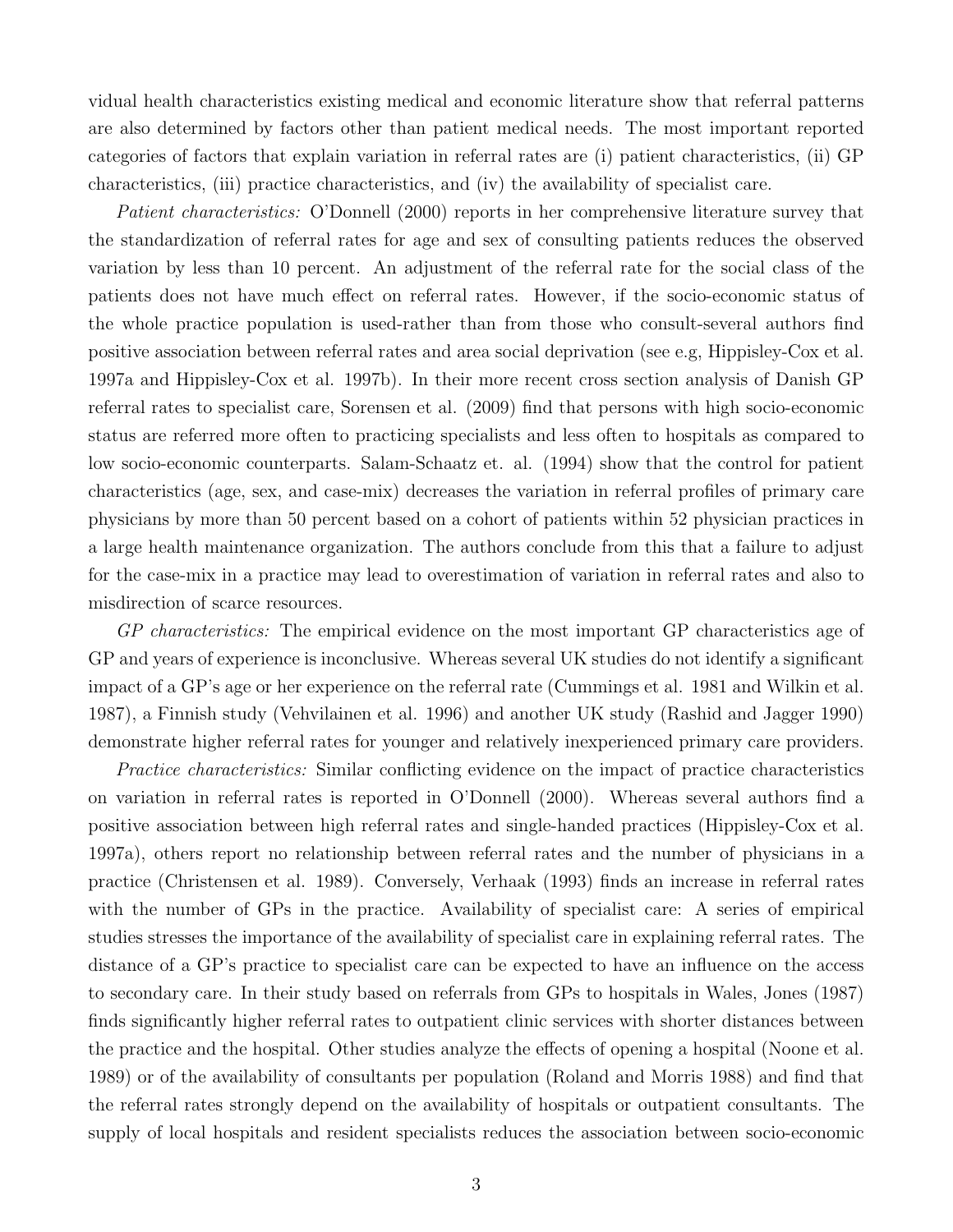vidual health characteristics existing medical and economic literature show that referral patterns are also determined by factors other than patient medical needs. The most important reported categories of factors that explain variation in referral rates are (i) patient characteristics, (ii) GP characteristics, (iii) practice characteristics, and (iv) the availability of specialist care.

*Patient characteristics:* O'Donnell (2000) reports in her comprehensive literature survey that the standardization of referral rates for age and sex of consulting patients reduces the observed variation by less than 10 percent. An adjustment of the referral rate for the social class of the patients does not have much effect on referral rates. However, if the socio-economic status of the whole practice population is used-rather than from those who consult-several authors find positive association between referral rates and area social deprivation (see e.g, Hippisley-Cox et al. 1997a and Hippisley-Cox et al. 1997b). In their more recent cross section analysis of Danish GP referral rates to specialist care, Sorensen et al. (2009) find that persons with high socio-economic status are referred more often to practicing specialists and less often to hospitals as compared to low socio-economic counterparts. Salam-Schaatz et. al. (1994) show that the control for patient characteristics (age, sex, and case-mix) decreases the variation in referral profiles of primary care physicians by more than 50 percent based on a cohort of patients within 52 physician practices in a large health maintenance organization. The authors conclude from this that a failure to adjust for the case-mix in a practice may lead to overestimation of variation in referral rates and also to misdirection of scarce resources.

*GP characteristics:* The empirical evidence on the most important GP characteristics age of GP and years of experience is inconclusive. Whereas several UK studies do not identify a significant impact of a GP's age or her experience on the referral rate (Cummings et al. 1981 and Wilkin et al. 1987), a Finnish study (Vehvilainen et al. 1996) and another UK study (Rashid and Jagger 1990) demonstrate higher referral rates for younger and relatively inexperienced primary care providers.

*Practice characteristics:* Similar conflicting evidence on the impact of practice characteristics on variation in referral rates is reported in O'Donnell (2000). Whereas several authors find a positive association between high referral rates and single-handed practices (Hippisley-Cox et al. 1997a), others report no relationship between referral rates and the number of physicians in a practice (Christensen et al. 1989). Conversely, Verhaak (1993) finds an increase in referral rates with the number of GPs in the practice. Availability of specialist care: A series of empirical studies stresses the importance of the availability of specialist care in explaining referral rates. The distance of a GP's practice to specialist care can be expected to have an influence on the access to secondary care. In their study based on referrals from GPs to hospitals in Wales, Jones (1987) finds significantly higher referral rates to outpatient clinic services with shorter distances between the practice and the hospital. Other studies analyze the effects of opening a hospital (Noone et al. 1989) or of the availability of consultants per population (Roland and Morris 1988) and find that the referral rates strongly depend on the availability of hospitals or outpatient consultants. The supply of local hospitals and resident specialists reduces the association between socio-economic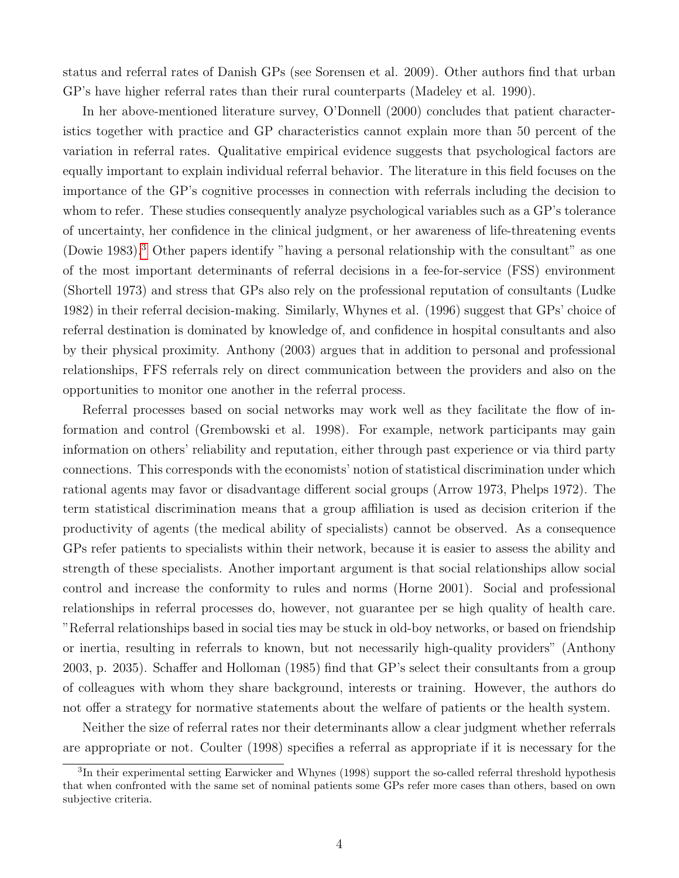status and referral rates of Danish GPs (see Sorensen et al. 2009). Other authors find that urban GP's have higher referral rates than their rural counterparts (Madeley et al. 1990).

In her above-mentioned literature survey, O'Donnell (2000) concludes that patient characteristics together with practice and GP characteristics cannot explain more than 50 percent of the variation in referral rates. Qualitative empirical evidence suggests that psychological factors are equally important to explain individual referral behavior. The literature in this field focuses on the importance of the GP's cognitive processes in connection with referrals including the decision to whom to refer. These studies consequently analyze psychological variables such as a GP's tolerance of uncertainty, her confidence in the clinical judgment, or her awareness of life-threatening events (Dowie 1983).[3] Other papers identify "having a personal relationship with the consultant" as one of the most important determinants of referral decisions in a fee-for-service (FSS) environment (Shortell 1973) and stress that GPs also rely on the professional reputation of consultants (Ludke 1982) in their referral decision-making. Similarly, Whynes et al. (1996) suggest that GPs' choice of referral destination is dominated by knowledge of, and confidence in hospital consultants and also by their physical proximity. Anthony (2003) argues that in addition to personal and professional relationships, FFS referrals rely on direct communication between the providers and also on the opportunities to monitor one another in the referral process.

Referral processes based on social networks may work well as they facilitate the flow of information and control (Grembowski et al. 1998). For example, network participants may gain information on others' reliability and reputation, either through past experience or via third party connections. This corresponds with the economists' notion of statistical discrimination under which rational agents may favor or disadvantage different social groups (Arrow 1973, Phelps 1972). The term statistical discrimination means that a group affiliation is used as decision criterion if the productivity of agents (the medical ability of specialists) cannot be observed. As a consequence GPs refer patients to specialists within their network, because it is easier to assess the ability and strength of these specialists. Another important argument is that social relationships allow social control and increase the conformity to rules and norms (Horne 2001). Social and professional relationships in referral processes do, however, not guarantee per se high quality of health care. "Referral relationships based in social ties may be stuck in old-boy networks, or based on friendship or inertia, resulting in referrals to known, but not necessarily high-quality providers" (Anthony 2003, p. 2035). Schaffer and Holloman (1985) find that GP's select their consultants from a group of colleagues with whom they share background, interests or training. However, the authors do not offer a strategy for normative statements about the welfare of patients or the health system.

Neither the size of referral rates nor their determinants allow a clear judgment whether referrals are appropriate or not. Coulter (1998) specifies a referral as appropriate if it is necessary for the

[3] In their experimental setting Earwicker and Whynes (1998) support the so-called referral threshold hypothesis that when confronted with the same set of nominal patients some GPs refer more cases than others, based on own subjective criteria.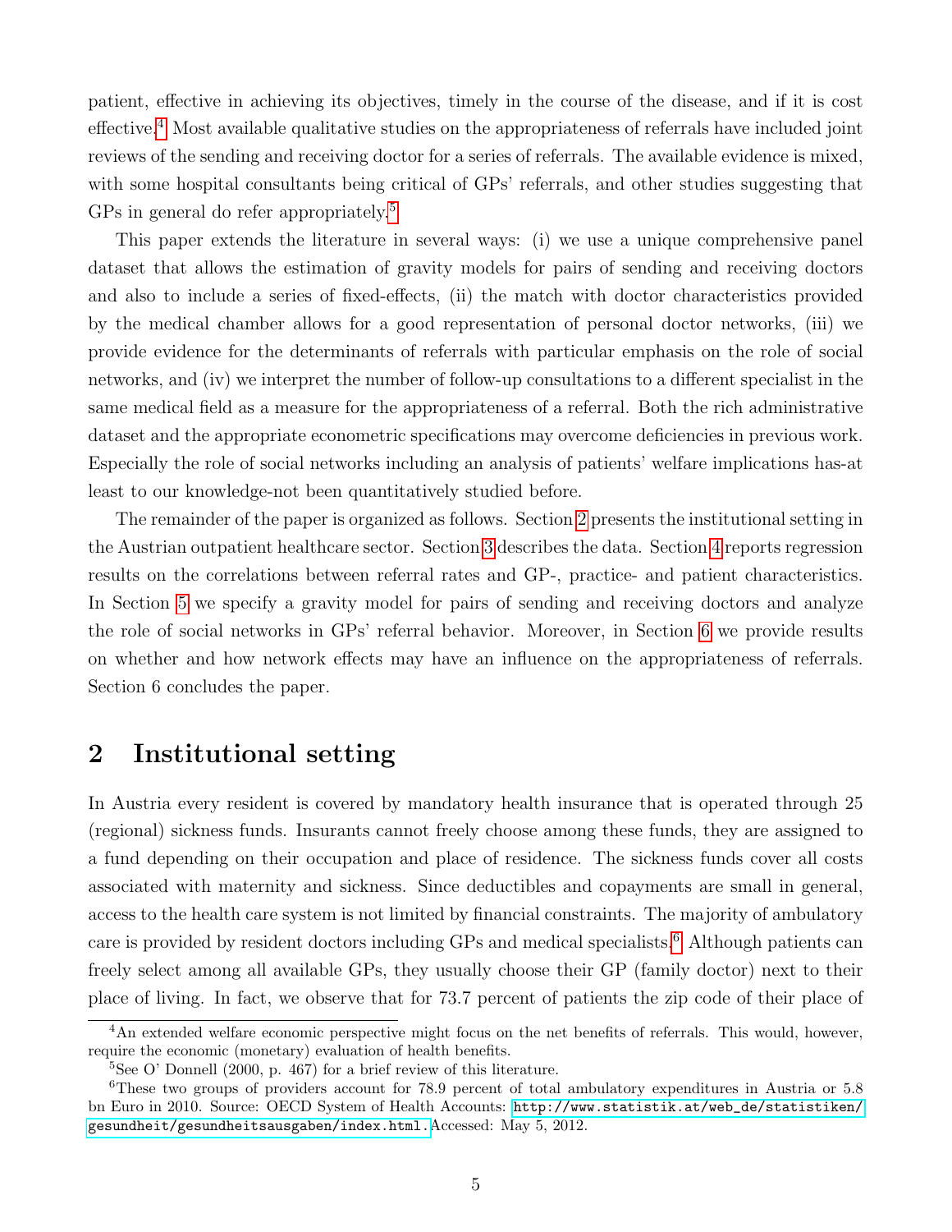patient, effective in achieving its objectives, timely in the course of the disease, and if it is cost effective.[4] Most available qualitative studies on the appropriateness of referrals have included joint reviews of the sending and receiving doctor for a series of referrals. The available evidence is mixed, with some hospital consultants being critical of GPs' referrals, and other studies suggesting that GPs in general do refer appropriately.[5]

This paper extends the literature in several ways: (i) we use a unique comprehensive panel dataset that allows the estimation of gravity models for pairs of sending and receiving doctors and also to include a series of fixed-effects, (ii) the match with doctor characteristics provided by the medical chamber allows for a good representation of personal doctor networks, (iii) we provide evidence for the determinants of referrals with particular emphasis on the role of social networks, and (iv) we interpret the number of follow-up consultations to a different specialist in the same medical field as a measure for the appropriateness of a referral. Both the rich administrative dataset and the appropriate econometric specifications may overcome deficiencies in previous work. Especially the role of social networks including an analysis of patients' welfare implications has-at least to our knowledge-not been quantitatively studied before.

The remainder of the paper is organized as follows. Section 2 presents the institutional setting in the Austrian outpatient healthcare sector. Section 3 describes the data. Section 4 reports regression results on the correlations between referral rates and GP-, practice- and patient characteristics. In Section 5 we specify a gravity model for pairs of sending and receiving doctors and analyze the role of social networks in GPs' referral behavior. Moreover, in Section 6 we provide results on whether and how network effects may have an influence on the appropriateness of referrals. Section 6 concludes the paper.

## 2 Institutional setting

In Austria every resident is covered by mandatory health insurance that is operated through 25 (regional) sickness funds. Insurants cannot freely choose among these funds, they are assigned to a fund depending on their occupation and place of residence. The sickness funds cover all costs associated with maternity and sickness. Since deductibles and copayments are small in general, access to the health care system is not limited by financial constraints. The majority of ambulatory care is provided by resident doctors including GPs and medical specialists.[6] Although patients can freely select among all available GPs, they usually choose their GP (family doctor) next to their place of living. In fact, we observe that for 73.7 percent of patients the zip code of their place of

---

[4] An extended welfare economic perspective might focus on the net benefits of referrals. This would, however, require the economic (monetary) evaluation of health benefits.

[5] See O' Donnell (2000, p. 467) for a brief review of this literature.

[6] These two groups of providers account for 78.9 percent of total ambulatory expenditures in Austria or 5.8 bn Euro in 2010. Source: OECD System of Health Accounts: http://www.statistik.at/web_de/statistiken/gesundheit/gesundheitsausgaben/index.html. Accessed: May 5, 2012.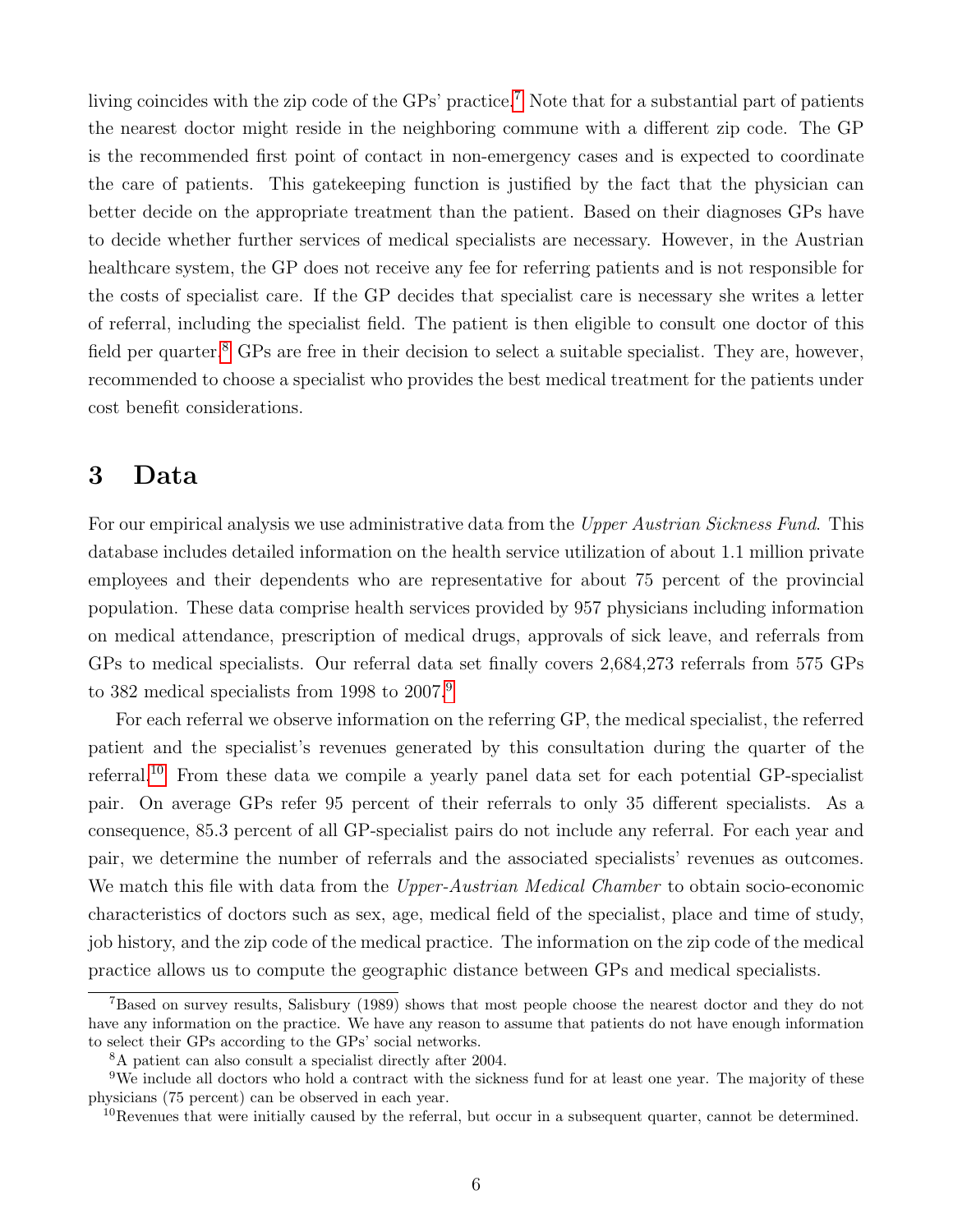living coincides with the zip code of the GPs' practice.[7] Note that for a substantial part of patients the nearest doctor might reside in the neighboring commune with a different zip code. The GP is the recommended first point of contact in non-emergency cases and is expected to coordinate the care of patients. This gatekeeping function is justified by the fact that the physician can better decide on the appropriate treatment than the patient. Based on their diagnoses GPs have to decide whether further services of medical specialists are necessary. However, in the Austrian healthcare system, the GP does not receive any fee for referring patients and is not responsible for the costs of specialist care. If the GP decides that specialist care is necessary she writes a letter of referral, including the specialist field. The patient is then eligible to consult one doctor of this field per quarter.[8] GPs are free in their decision to select a suitable specialist. They are, however, recommended to choose a specialist who provides the best medical treatment for the patients under cost benefit considerations.

## 3 Data

For our empirical analysis we use administrative data from the *Upper Austrian Sickness Fund*. This database includes detailed information on the health service utilization of about 1.1 million private employees and their dependents who are representative for about 75 percent of the provincial population. These data comprise health services provided by 957 physicians including information on medical attendance, prescription of medical drugs, approvals of sick leave, and referrals from GPs to medical specialists. Our referral data set finally covers 2,684,273 referrals from 575 GPs to 382 medical specialists from 1998 to 2007.[9]

For each referral we observe information on the referring GP, the medical specialist, the referred patient and the specialist's revenues generated by this consultation during the quarter of the referral.[10] From these data we compile a yearly panel data set for each potential GP-specialist pair. On average GPs refer 95 percent of their referrals to only 35 different specialists. As a consequence, 85.3 percent of all GP-specialist pairs do not include any referral. For each year and pair, we determine the number of referrals and the associated specialists' revenues as outcomes. We match this file with data from the *Upper-Austrian Medical Chamber* to obtain socio-economic characteristics of doctors such as sex, age, medical field of the specialist, place and time of study, job history, and the zip code of the medical practice. The information on the zip code of the medical practice allows us to compute the geographic distance between GPs and medical specialists.

---

[7] Based on survey results, Salisbury (1989) shows that most people choose the nearest doctor and they do not have any information on the practice. We have any reason to assume that patients do not have enough information to select their GPs according to the GPs' social networks.

[8] A patient can also consult a specialist directly after 2004.

[9] We include all doctors who hold a contract with the sickness fund for at least one year. The majority of these physicians (75 percent) can be observed in each year.

[10] Revenues that were initially caused by the referral, but occur in a subsequent quarter, cannot be determined.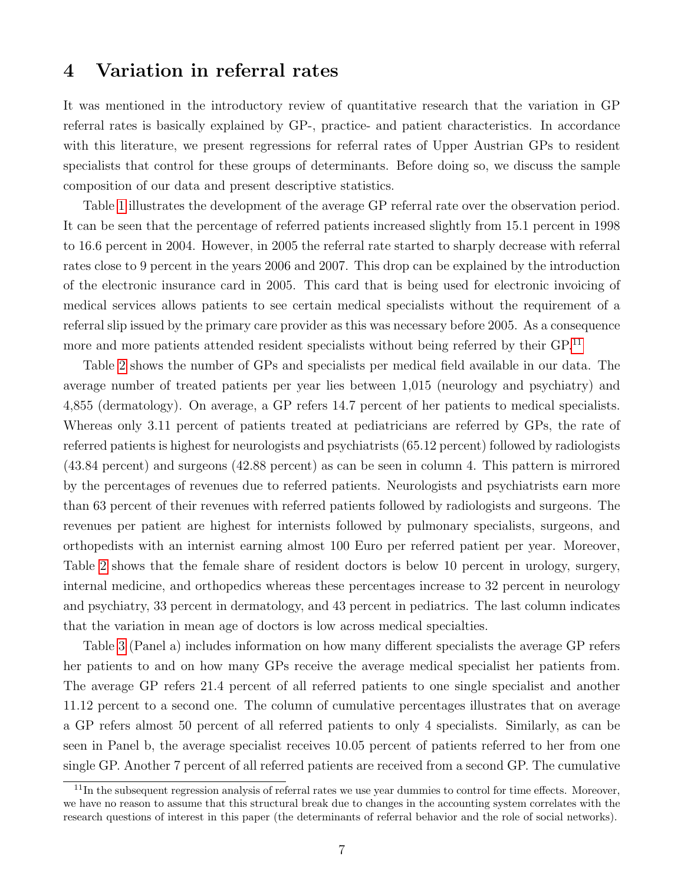## 4 Variation in referral rates

It was mentioned in the introductory review of quantitative research that the variation in GP referral rates is basically explained by GP-, practice- and patient characteristics. In accordance with this literature, we present regressions for referral rates of Upper Austrian GPs to resident specialists that control for these groups of determinants. Before doing so, we discuss the sample composition of our data and present descriptive statistics.

Table 1 illustrates the development of the average GP referral rate over the observation period. It can be seen that the percentage of referred patients increased slightly from 15.1 percent in 1998 to 16.6 percent in 2004. However, in 2005 the referral rate started to sharply decrease with referral rates close to 9 percent in the years 2006 and 2007. This drop can be explained by the introduction of the electronic insurance card in 2005. This card that is being used for electronic invoicing of medical services allows patients to see certain medical specialists without the requirement of a referral slip issued by the primary care provider as this was necessary before 2005. As a consequence more and more patients attended resident specialists without being referred by their GP.[11]

Table 2 shows the number of GPs and specialists per medical field available in our data. The average number of treated patients per year lies between 1,015 (neurology and psychiatry) and 4,855 (dermatology). On average, a GP refers 14.7 percent of her patients to medical specialists. Whereas only 3.11 percent of patients treated at pediatricians are referred by GPs, the rate of referred patients is highest for neurologists and psychiatrists (65.12 percent) followed by radiologists (43.84 percent) and surgeons (42.88 percent) as can be seen in column 4. This pattern is mirrored by the percentages of revenues due to referred patients. Neurologists and psychiatrists earn more than 63 percent of their revenues with referred patients followed by radiologists and surgeons. The revenues per patient are highest for internists followed by pulmonary specialists, surgeons, and orthopedists with an internist earning almost 100 Euro per referred patient per year. Moreover, Table 2 shows that the female share of resident doctors is below 10 percent in urology, surgery, internal medicine, and orthopedics whereas these percentages increase to 32 percent in neurology and psychiatry, 33 percent in dermatology, and 43 percent in pediatrics. The last column indicates that the variation in mean age of doctors is low across medical specialties.

Table 3 (Panel a) includes information on how many different specialists the average GP refers her patients to and on how many GPs receive the average medical specialist her patients from. The average GP refers 21.4 percent of all referred patients to one single specialist and another 11.12 percent to a second one. The column of cumulative percentages illustrates that on average a GP refers almost 50 percent of all referred patients to only 4 specialists. Similarly, as can be seen in Panel b, the average specialist receives 10.05 percent of patients referred to her from one single GP. Another 7 percent of all referred patients are received from a second GP. The cumulative

[11] In the subsequent regression analysis of referral rates we use year dummies to control for time effects. Moreover, we have no reason to assume that this structural break due to changes in the accounting system correlates with the research questions of interest in this paper (the determinants of referral behavior and the role of social networks).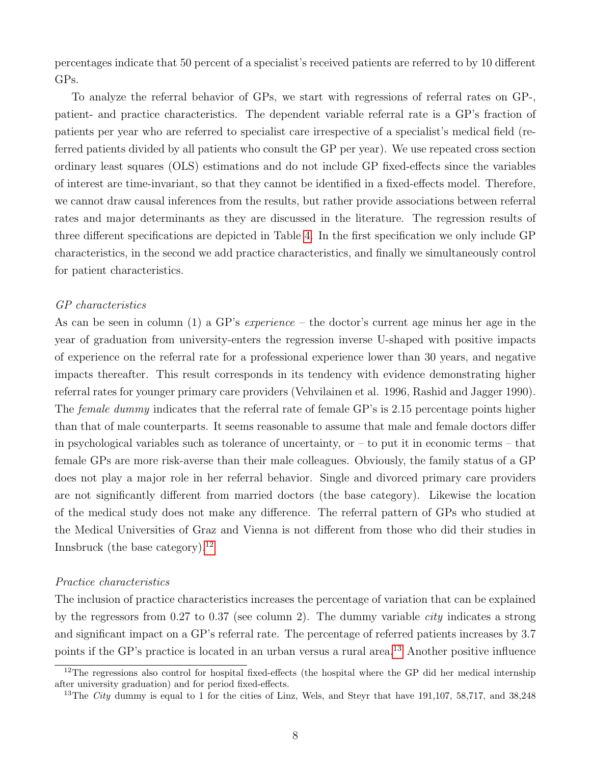percentages indicate that 50 percent of a specialist's received patients are referred to by 10 different GPs.

To analyze the referral behavior of GPs, we start with regressions of referral rates on GP-, patient- and practice characteristics. The dependent variable referral rate is a GP's fraction of patients per year who are referred to specialist care irrespective of a specialist's medical field (referred patients divided by all patients who consult the GP per year). We use repeated cross section ordinary least squares (OLS) estimations and do not include GP fixed-effects since the variables of interest are time-invariant, so that they cannot be identified in a fixed-effects model. Therefore, we cannot draw causal inferences from the results, but rather provide associations between referral rates and major determinants as they are discussed in the literature. The regression results of three different specifications are depicted in Table 4. In the first specification we only include GP characteristics, in the second we add practice characteristics, and finally we simultaneously control for patient characteristics.

*GP characteristics*

As can be seen in column (1) a GP's *experience* – the doctor's current age minus her age in the year of graduation from university-enters the regression inverse U-shaped with positive impacts of experience on the referral rate for a professional experience lower than 30 years, and negative impacts thereafter. This result corresponds in its tendency with evidence demonstrating higher referral rates for younger primary care providers (Vehvilainen et al. 1996, Rashid and Jagger 1990). The *female dummy* indicates that the referral rate of female GP's is 2.15 percentage points higher than that of male counterparts. It seems reasonable to assume that male and female doctors differ in psychological variables such as tolerance of uncertainty, or – to put it in economic terms – that female GPs are more risk-averse than their male colleagues. Obviously, the family status of a GP does not play a major role in her referral behavior. Single and divorced primary care providers are not significantly different from married doctors (the base category). Likewise the location of the medical study does not make any difference. The referral pattern of GPs who studied at the Medical Universities of Graz and Vienna is not different from those who did their studies in Innsbruck (the base category).[12]

*Practice characteristics*

The inclusion of practice characteristics increases the percentage of variation that can be explained by the regressors from 0.27 to 0.37 (see column 2). The dummy variable *city* indicates a strong and significant impact on a GP's referral rate. The percentage of referred patients increases by 3.7 points if the GP's practice is located in an urban versus a rural area.[13] Another positive influence

[12] The regressions also control for hospital fixed-effects (the hospital where the GP did her medical internship after university graduation) and for period fixed-effects.

[13] The *City* dummy is equal to 1 for the cities of Linz, Wels, and Steyr that have 191,107, 58,717, and 38,248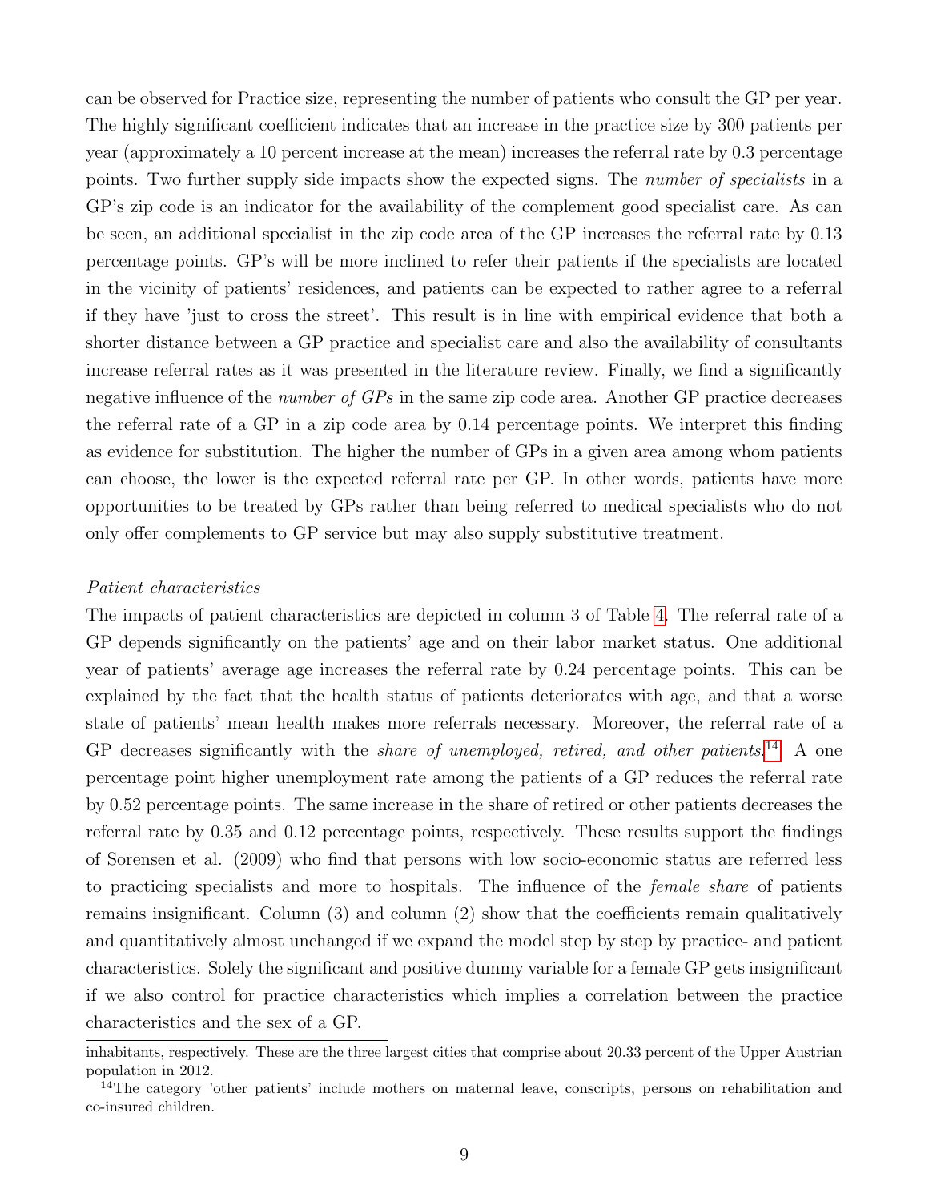can be observed for Practice size, representing the number of patients who consult the GP per year. The highly significant coefficient indicates that an increase in the practice size by 300 patients per year (approximately a 10 percent increase at the mean) increases the referral rate by 0.3 percentage points. Two further supply side impacts show the expected signs. The *number of specialists* in a GP's zip code is an indicator for the availability of the complement good specialist care. As can be seen, an additional specialist in the zip code area of the GP increases the referral rate by 0.13 percentage points. GP's will be more inclined to refer their patients if the specialists are located in the vicinity of patients' residences, and patients can be expected to rather agree to a referral if they have 'just to cross the street'. This result is in line with empirical evidence that both a shorter distance between a GP practice and specialist care and also the availability of consultants increase referral rates as it was presented in the literature review. Finally, we find a significantly negative influence of the *number of GPs* in the same zip code area. Another GP practice decreases the referral rate of a GP in a zip code area by 0.14 percentage points. We interpret this finding as evidence for substitution. The higher the number of GPs in a given area among whom patients can choose, the lower is the expected referral rate per GP. In other words, patients have more opportunities to be treated by GPs rather than being referred to medical specialists who do not only offer complements to GP service but may also supply substitutive treatment.

*Patient characteristics*

The impacts of patient characteristics are depicted in column 3 of Table 4. The referral rate of a GP depends significantly on the patients' age and on their labor market status. One additional year of patients' average age increases the referral rate by 0.24 percentage points. This can be explained by the fact that the health status of patients deteriorates with age, and that a worse state of patients' mean health makes more referrals necessary. Moreover, the referral rate of a GP decreases significantly with the *share of unemployed, retired, and other patients*.[14] A one percentage point higher unemployment rate among the patients of a GP reduces the referral rate by 0.52 percentage points. The same increase in the share of retired or other patients decreases the referral rate by 0.35 and 0.12 percentage points, respectively. These results support the findings of Sorensen et al. (2009) who find that persons with low socio-economic status are referred less to practicing specialists and more to hospitals. The influence of the *female share* of patients remains insignificant. Column (3) and column (2) show that the coefficients remain qualitatively and quantitatively almost unchanged if we expand the model step by step by practice- and patient characteristics. Solely the significant and positive dummy variable for a female GP gets insignificant if we also control for practice characteristics which implies a correlation between the practice characteristics and the sex of a GP.

inhabitants, respectively. These are the three largest cities that comprise about 20.33 percent of the Upper Austrian population in 2012.

[14] The category 'other patients' include mothers on maternal leave, conscripts, persons on rehabilitation and co-insured children.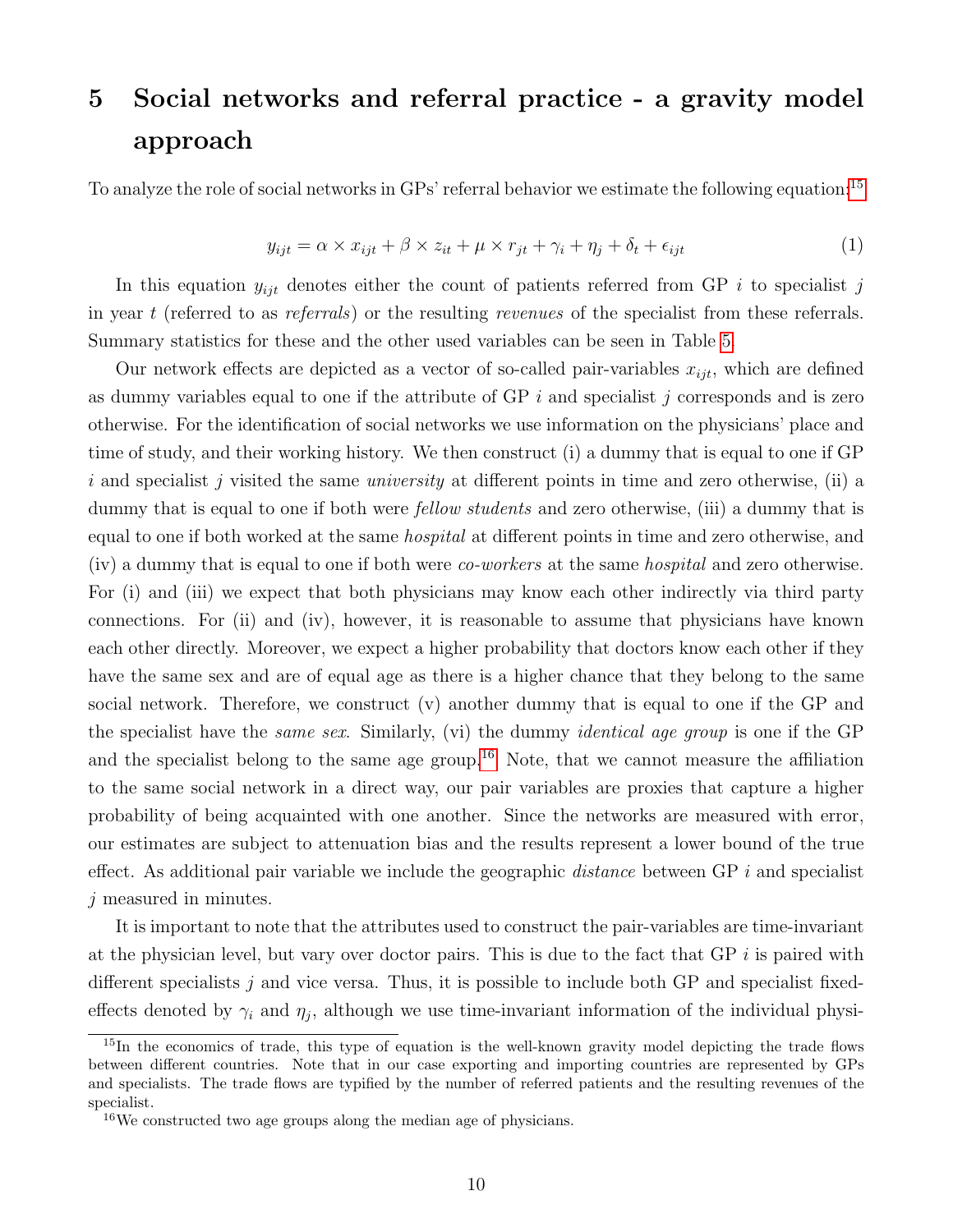# 5 Social networks and referral practice - a gravity model approach

To analyze the role of social networks in GPs' referral behavior we estimate the following equation:[15]

$$y_{ijt} = \alpha \times x_{ijt} + \beta \times z_{it} + \mu \times r_{jt} + \gamma_i + \eta_j + \delta_t + \epsilon_{ijt} \tag{1}$$

In this equation $y_{ijt}$ denotes either the count of patients referred from GP $i$ to specialist $j$ in year $t$ (referred to as *referrals*) or the resulting *revenues* of the specialist from these referrals. Summary statistics for these and the other used variables can be seen in Table 5.

Our network effects are depicted as a vector of so-called pair-variables $x_{ijt}$, which are defined as dummy variables equal to one if the attribute of GP $i$ and specialist $j$ corresponds and is zero otherwise. For the identification of social networks we use information on the physicians' place and time of study, and their working history. We then construct (i) a dummy that is equal to one if GP $i$ and specialist $j$ visited the same *university* at different points in time and zero otherwise, (ii) a dummy that is equal to one if both were *fellow students* and zero otherwise, (iii) a dummy that is equal to one if both worked at the same *hospital* at different points in time and zero otherwise, and (iv) a dummy that is equal to one if both were *co-workers* at the same *hospital* and zero otherwise. For (i) and (iii) we expect that both physicians may know each other indirectly via third party connections. For (ii) and (iv), however, it is reasonable to assume that physicians have known each other directly. Moreover, we expect a higher probability that doctors know each other if they have the same sex and are of equal age as there is a higher chance that they belong to the same social network. Therefore, we construct (v) another dummy that is equal to one if the GP and the specialist have the *same sex*. Similarly, (vi) the dummy *identical age group* is one if the GP and the specialist belong to the same age group.[16] Note, that we cannot measure the affiliation to the same social network in a direct way, our pair variables are proxies that capture a higher probability of being acquainted with one another. Since the networks are measured with error, our estimates are subject to attenuation bias and the results represent a lower bound of the true effect. As additional pair variable we include the geographic *distance* between GP $i$ and specialist $j$ measured in minutes.

It is important to note that the attributes used to construct the pair-variables are time-invariant at the physician level, but vary over doctor pairs. This is due to the fact that GP $i$ is paired with different specialists $j$ and vice versa. Thus, it is possible to include both GP and specialist fixed-effects denoted by $\gamma_i$ and $\eta_j$, although we use time-invariant information of the individual physi-

[15] In the economics of trade, this type of equation is the well-known gravity model depicting the trade flows between different countries. Note that in our case exporting and importing countries are represented by GPs and specialists. The trade flows are typified by the number of referred patients and the resulting revenues of the specialist.

[16] We constructed two age groups along the median age of physicians.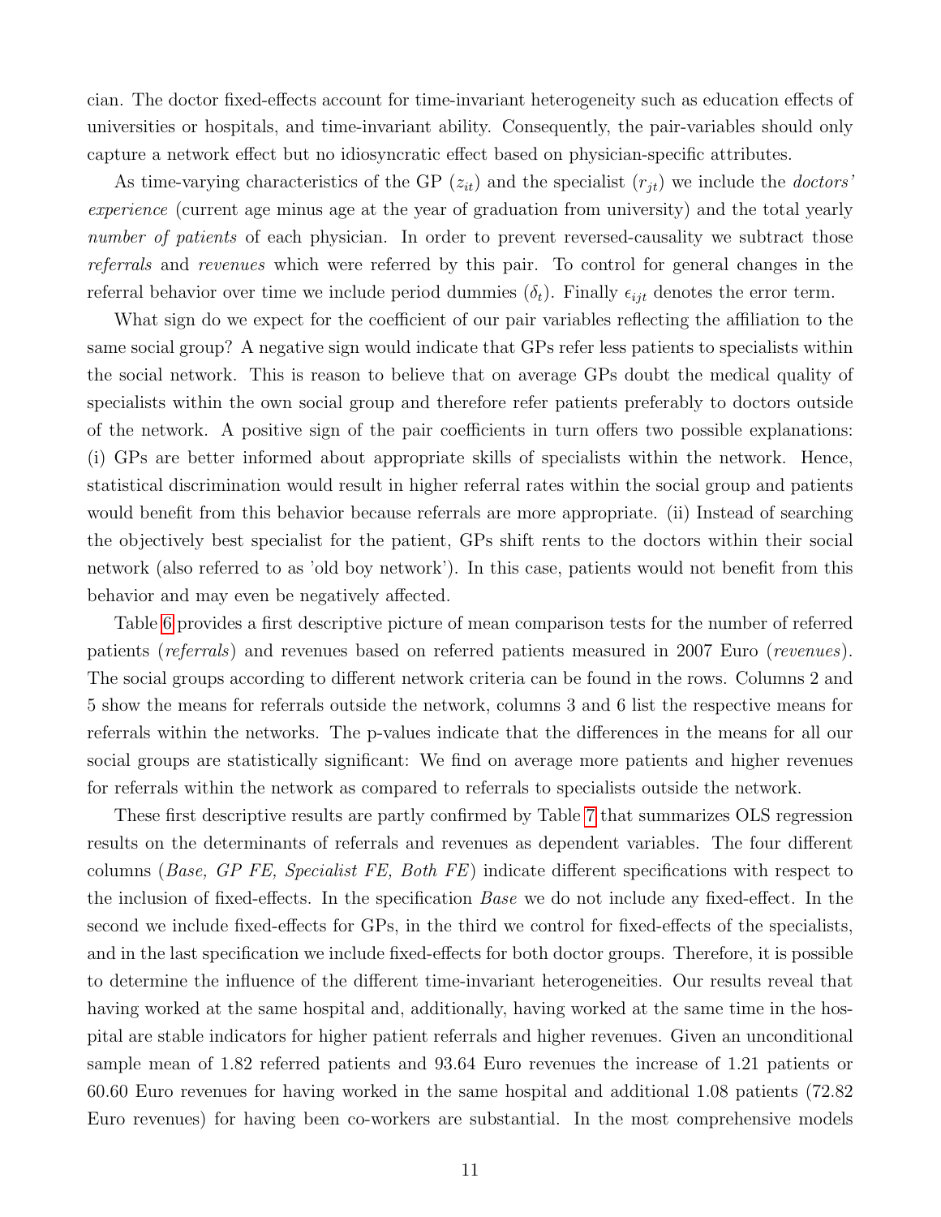cian. The doctor fixed-effects account for time-invariant heterogeneity such as education effects of universities or hospitals, and time-invariant ability. Consequently, the pair-variables should only capture a network effect but no idiosyncratic effect based on physician-specific attributes.

As time-varying characteristics of the GP ($z_{it}$) and the specialist ($r_{jt}$) we include the *doctors' experience* (current age minus age at the year of graduation from university) and the total yearly *number of patients* of each physician. In order to prevent reversed-causality we subtract those *referrals* and *revenues* which were referred by this pair. To control for general changes in the referral behavior over time we include period dummies ($\delta_t$). Finally $\epsilon_{ijt}$ denotes the error term.

What sign do we expect for the coefficient of our pair variables reflecting the affiliation to the same social group? A negative sign would indicate that GPs refer less patients to specialists within the social network. This is reason to believe that on average GPs doubt the medical quality of specialists within the own social group and therefore refer patients preferably to doctors outside of the network. A positive sign of the pair coefficients in turn offers two possible explanations: (i) GPs are better informed about appropriate skills of specialists within the network. Hence, statistical discrimination would result in higher referral rates within the social group and patients would benefit from this behavior because referrals are more appropriate. (ii) Instead of searching the objectively best specialist for the patient, GPs shift rents to the doctors within their social network (also referred to as 'old boy network'). In this case, patients would not benefit from this behavior and may even be negatively affected.

Table 6 provides a first descriptive picture of mean comparison tests for the number of referred patients (*referrals*) and revenues based on referred patients measured in 2007 Euro (*revenues*). The social groups according to different network criteria can be found in the rows. Columns 2 and 5 show the means for referrals outside the network, columns 3 and 6 list the respective means for referrals within the networks. The p-values indicate that the differences in the means for all our social groups are statistically significant: We find on average more patients and higher revenues for referrals within the network as compared to referrals to specialists outside the network.

These first descriptive results are partly confirmed by Table 7 that summarizes OLS regression results on the determinants of referrals and revenues as dependent variables. The four different columns (*Base, GP FE, Specialist FE, Both FE*) indicate different specifications with respect to the inclusion of fixed-effects. In the specification *Base* we do not include any fixed-effect. In the second we include fixed-effects for GPs, in the third we control for fixed-effects of the specialists, and in the last specification we include fixed-effects for both doctor groups. Therefore, it is possible to determine the influence of the different time-invariant heterogeneities. Our results reveal that having worked at the same hospital and, additionally, having worked at the same time in the hospital are stable indicators for higher patient referrals and higher revenues. Given an unconditional sample mean of 1.82 referred patients and 93.64 Euro revenues the increase of 1.21 patients or 60.60 Euro revenues for having worked in the same hospital and additional 1.08 patients (72.82 Euro revenues) for having been co-workers are substantial. In the most comprehensive models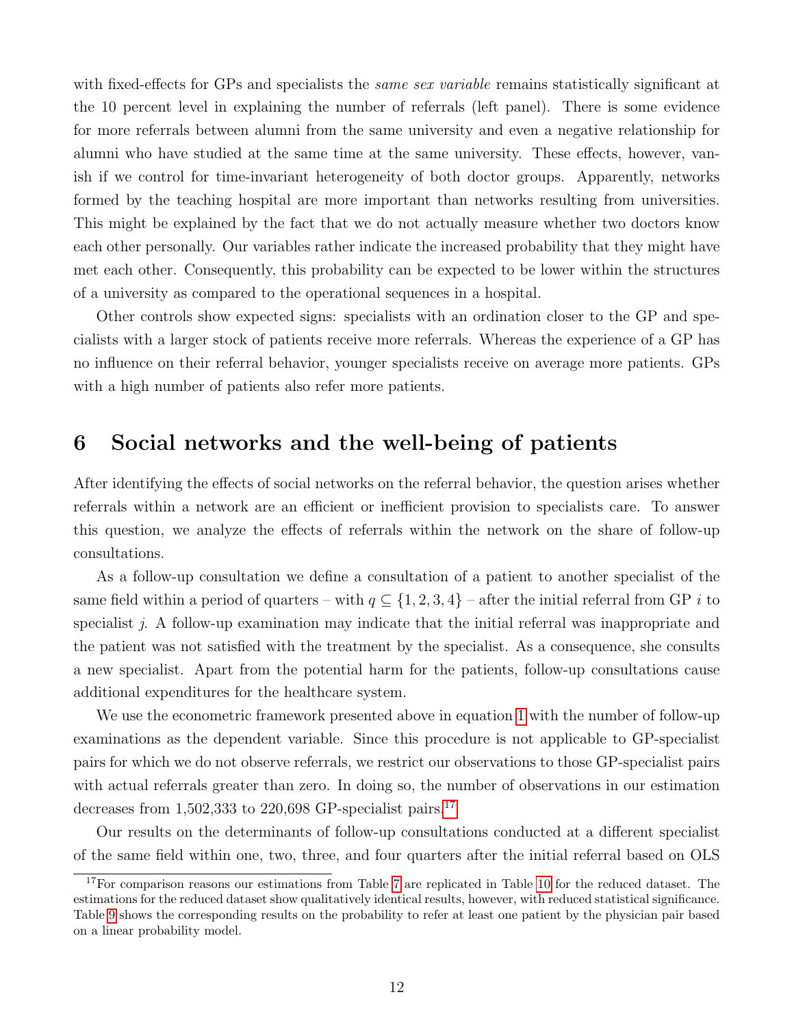with fixed-effects for GPs and specialists the *same sex variable* remains statistically significant at the 10 percent level in explaining the number of referrals (left panel). There is some evidence for more referrals between alumni from the same university and even a negative relationship for alumni who have studied at the same time at the same university. These effects, however, vanish if we control for time-invariant heterogeneity of both doctor groups. Apparently, networks formed by the teaching hospital are more important than networks resulting from universities. This might be explained by the fact that we do not actually measure whether two doctors know each other personally. Our variables rather indicate the increased probability that they might have met each other. Consequently, this probability can be expected to be lower within the structures of a university as compared to the operational sequences in a hospital.

Other controls show expected signs: specialists with an ordination closer to the GP and specialists with a larger stock of patients receive more referrals. Whereas the experience of a GP has no influence on their referral behavior, younger specialists receive on average more patients. GPs with a high number of patients also refer more patients.

# 6 Social networks and the well-being of patients

After identifying the effects of social networks on the referral behavior, the question arises whether referrals within a network are an efficient or inefficient provision to specialists care. To answer this question, we analyze the effects of referrals within the network on the share of follow-up consultations.

As a follow-up consultation we define a consultation of a patient to another specialist of the same field within a period of quarters – with $q \subseteq \{1, 2, 3, 4\}$ – after the initial referral from GP $i$ to specialist $j$. A follow-up examination may indicate that the initial referral was inappropriate and the patient was not satisfied with the treatment by the specialist. As a consequence, she consults a new specialist. Apart from the potential harm for the patients, follow-up consultations cause additional expenditures for the healthcare system.

We use the econometric framework presented above in equation 1 with the number of follow-up examinations as the dependent variable. Since this procedure is not applicable to GP-specialist pairs for which we do not observe referrals, we restrict our observations to those GP-specialist pairs with actual referrals greater than zero. In doing so, the number of observations in our estimation decreases from 1,502,333 to 220,698 GP-specialist pairs.[17]

Our results on the determinants of follow-up consultations conducted at a different specialist of the same field within one, two, three, and four quarters after the initial referral based on OLS

[17]For comparison reasons our estimations from Table 7 are replicated in Table 10 for the reduced dataset. The estimations for the reduced dataset show qualitatively identical results, however, with reduced statistical significance. Table 9 shows the corresponding results on the probability to refer at least one patient by the physician pair based on a linear probability model.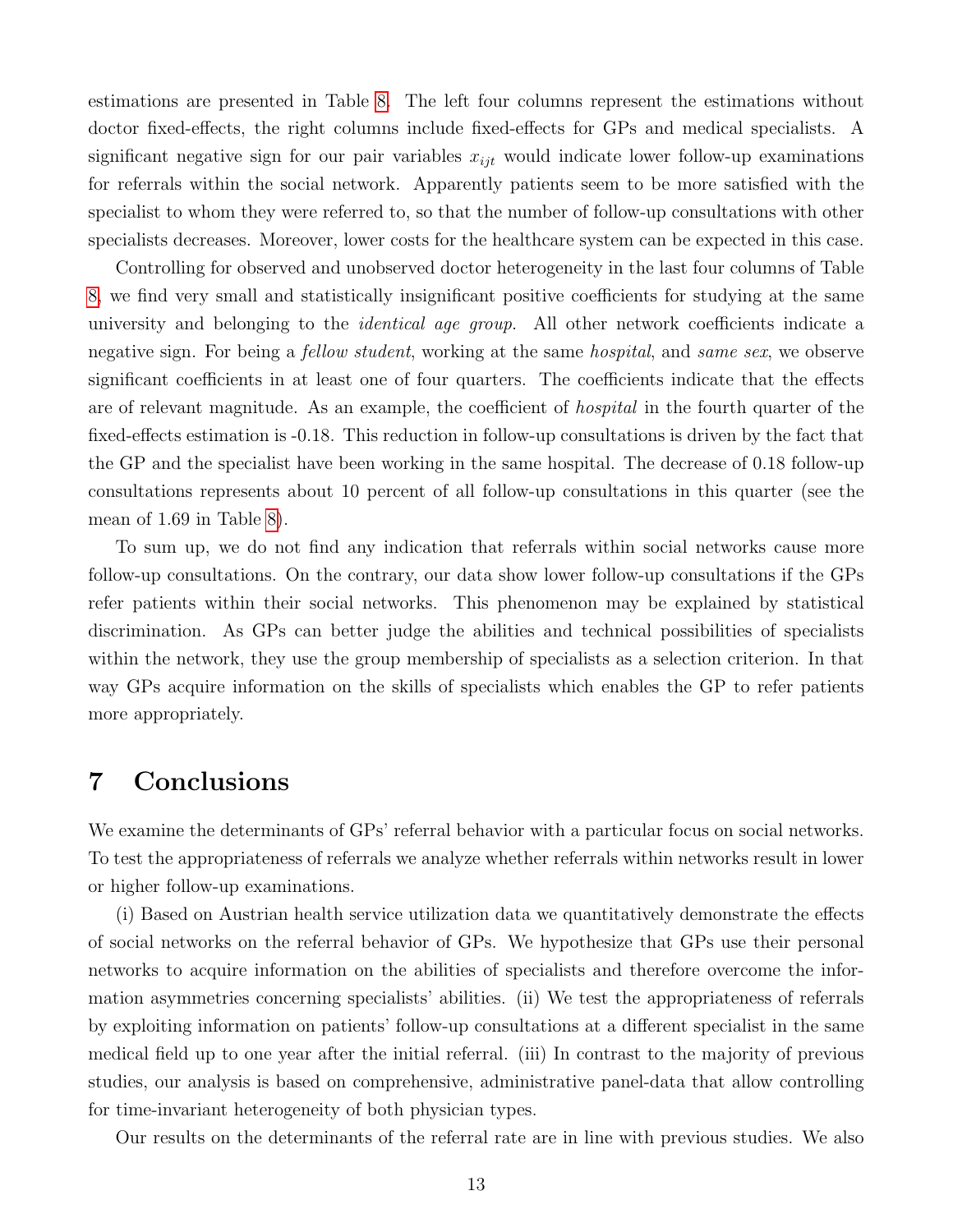estimations are presented in Table 8. The left four columns represent the estimations without doctor fixed-effects, the right columns include fixed-effects for GPs and medical specialists. A significant negative sign for our pair variables $x_{ijt}$ would indicate lower follow-up examinations for referrals within the social network. Apparently patients seem to be more satisfied with the specialist to whom they were referred to, so that the number of follow-up consultations with other specialists decreases. Moreover, lower costs for the healthcare system can be expected in this case.

Controlling for observed and unobserved doctor heterogeneity in the last four columns of Table 8, we find very small and statistically insignificant positive coefficients for studying at the same university and belonging to the *identical age group*. All other network coefficients indicate a negative sign. For being a *fellow student*, working at the same *hospital*, and *same sex*, we observe significant coefficients in at least one of four quarters. The coefficients indicate that the effects are of relevant magnitude. As an example, the coefficient of *hospital* in the fourth quarter of the fixed-effects estimation is -0.18. This reduction in follow-up consultations is driven by the fact that the GP and the specialist have been working in the same hospital. The decrease of 0.18 follow-up consultations represents about 10 percent of all follow-up consultations in this quarter (see the mean of 1.69 in Table 8).

To sum up, we do not find any indication that referrals within social networks cause more follow-up consultations. On the contrary, our data show lower follow-up consultations if the GPs refer patients within their social networks. This phenomenon may be explained by statistical discrimination. As GPs can better judge the abilities and technical possibilities of specialists within the network, they use the group membership of specialists as a selection criterion. In that way GPs acquire information on the skills of specialists which enables the GP to refer patients more appropriately.

# 7 Conclusions

We examine the determinants of GPs' referral behavior with a particular focus on social networks. To test the appropriateness of referrals we analyze whether referrals within networks result in lower or higher follow-up examinations.

(i) Based on Austrian health service utilization data we quantitatively demonstrate the effects of social networks on the referral behavior of GPs. We hypothesize that GPs use their personal networks to acquire information on the abilities of specialists and therefore overcome the information asymmetries concerning specialists' abilities. (ii) We test the appropriateness of referrals by exploiting information on patients' follow-up consultations at a different specialist in the same medical field up to one year after the initial referral. (iii) In contrast to the majority of previous studies, our analysis is based on comprehensive, administrative panel-data that allow controlling for time-invariant heterogeneity of both physician types.

Our results on the determinants of the referral rate are in line with previous studies. We also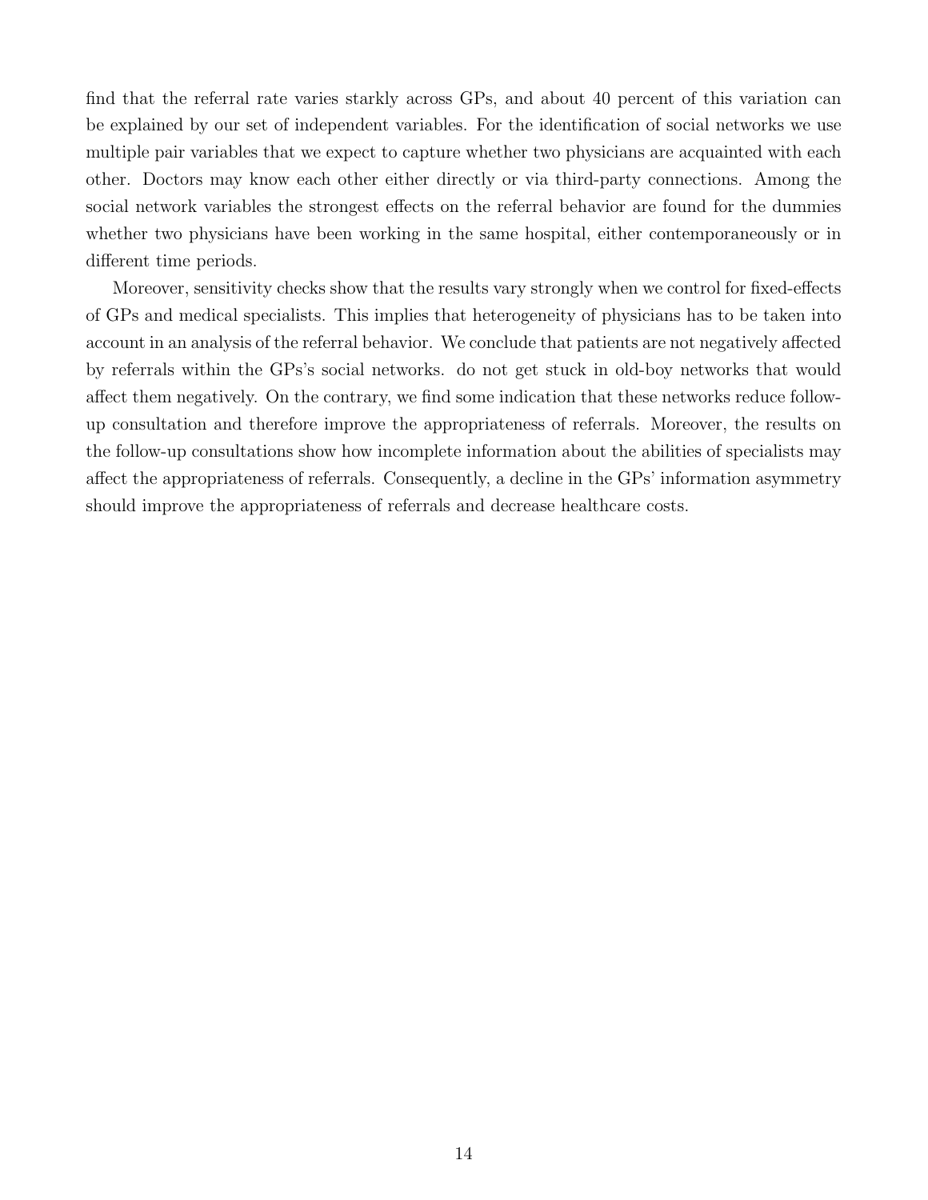find that the referral rate varies starkly across GPs, and about 40 percent of this variation can be explained by our set of independent variables. For the identification of social networks we use multiple pair variables that we expect to capture whether two physicians are acquainted with each other. Doctors may know each other either directly or via third-party connections. Among the social network variables the strongest effects on the referral behavior are found for the dummies whether two physicians have been working in the same hospital, either contemporaneously or in different time periods.

Moreover, sensitivity checks show that the results vary strongly when we control for fixed-effects of GPs and medical specialists. This implies that heterogeneity of physicians has to be taken into account in an analysis of the referral behavior. We conclude that patients are not negatively affected by referrals within the GPs's social networks. do not get stuck in old-boy networks that would affect them negatively. On the contrary, we find some indication that these networks reduce follow-up consultation and therefore improve the appropriateness of referrals. Moreover, the results on the follow-up consultations show how incomplete information about the abilities of specialists may affect the appropriateness of referrals. Consequently, a decline in the GPs' information asymmetry should improve the appropriateness of referrals and decrease healthcare costs.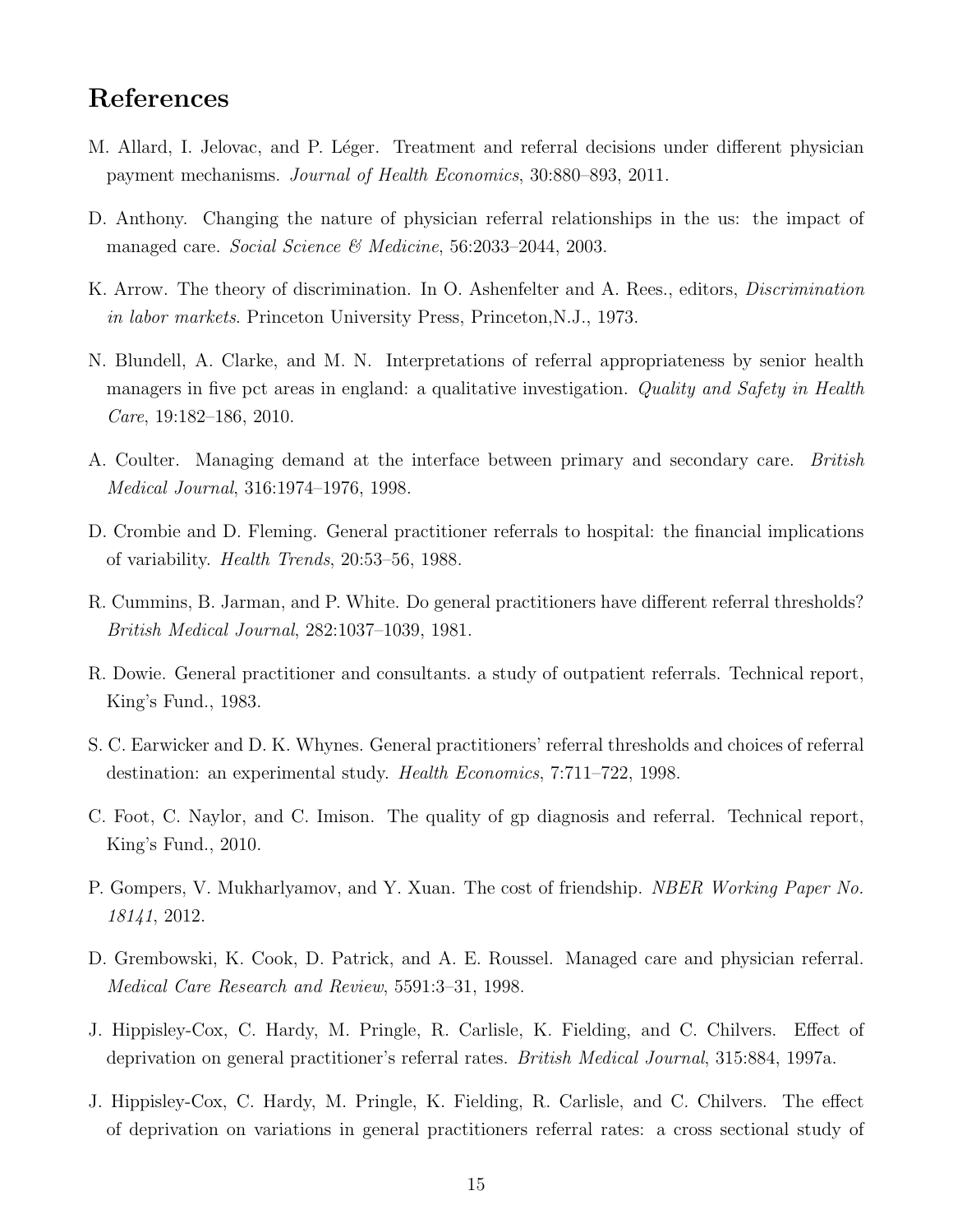# References

M. Allard, I. Jelovac, and P. Léger. Treatment and referral decisions under different physician payment mechanisms. *Journal of Health Economics*, 30:880–893, 2011.

D. Anthony. Changing the nature of physician referral relationships in the us: the impact of managed care. *Social Science & Medicine*, 56:2033–2044, 2003.

K. Arrow. The theory of discrimination. In O. Ashenfelter and A. Rees., editors, *Discrimination in labor markets*. Princeton University Press, Princeton,N.J., 1973.

N. Blundell, A. Clarke, and M. N. Interpretations of referral appropriateness by senior health managers in five pct areas in england: a qualitative investigation. *Quality and Safety in Health Care*, 19:182–186, 2010.

A. Coulter. Managing demand at the interface between primary and secondary care. *British Medical Journal*, 316:1974–1976, 1998.

D. Crombie and D. Fleming. General practitioner referrals to hospital: the financial implications of variability. *Health Trends*, 20:53–56, 1988.

R. Cummins, B. Jarman, and P. White. Do general practitioners have different referral thresholds? *British Medical Journal*, 282:1037–1039, 1981.

R. Dowie. General practitioner and consultants. a study of outpatient referrals. Technical report, King's Fund., 1983.

S. C. Earwicker and D. K. Whynes. General practitioners' referral thresholds and choices of referral destination: an experimental study. *Health Economics*, 7:711–722, 1998.

C. Foot, C. Naylor, and C. Imison. The quality of gp diagnosis and referral. Technical report, King's Fund., 2010.

P. Gompers, V. Mukharlyamov, and Y. Xuan. The cost of friendship. *NBER Working Paper No. 18141*, 2012.

D. Grembowski, K. Cook, D. Patrick, and A. E. Roussel. Managed care and physician referral. *Medical Care Research and Review*, 5591:3–31, 1998.

J. Hippisley-Cox, C. Hardy, M. Pringle, R. Carlisle, K. Fielding, and C. Chilvers. Effect of deprivation on general practitioner's referral rates. *British Medical Journal*, 315:884, 1997a.

J. Hippisley-Cox, C. Hardy, M. Pringle, K. Fielding, R. Carlisle, and C. Chilvers. The effect of deprivation on variations in general practitioners referral rates: a cross sectional study of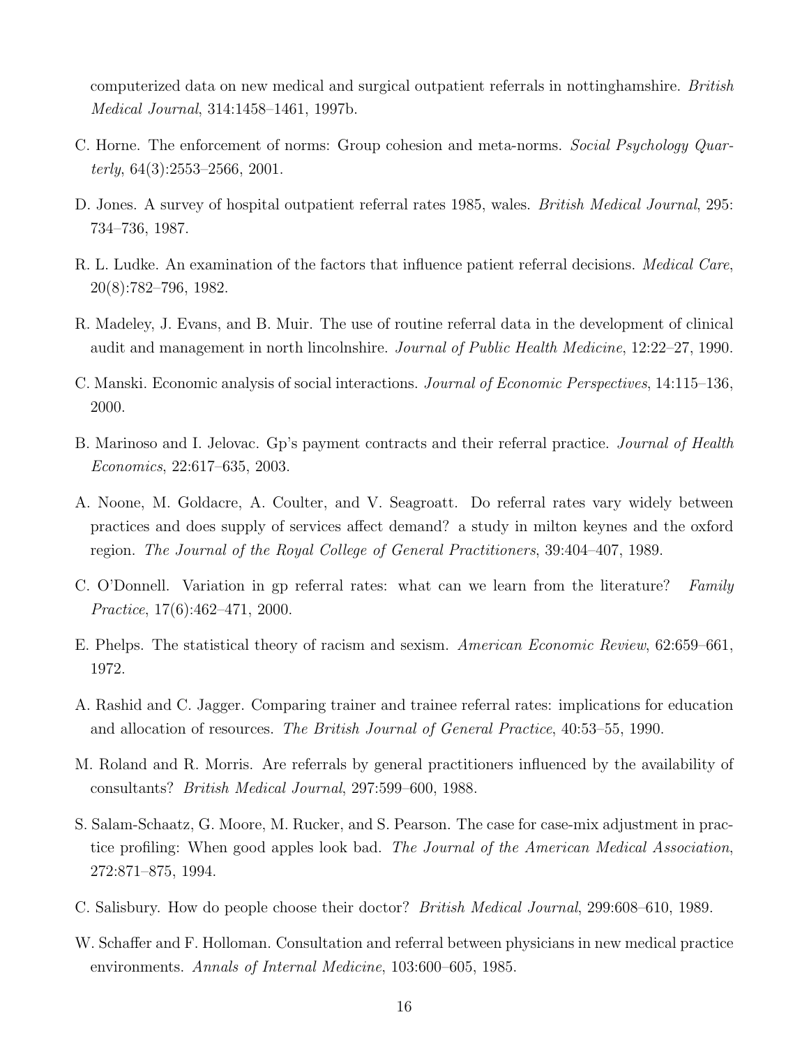computerized data on new medical and surgical outpatient referrals in nottinghamshire. *British Medical Journal*, 314:1458–1461, 1997b.

C. Horne. The enforcement of norms: Group cohesion and meta-norms. *Social Psychology Quarterly*, 64(3):2553–2566, 2001.

D. Jones. A survey of hospital outpatient referral rates 1985, wales. *British Medical Journal*, 295: 734–736, 1987.

R. L. Ludke. An examination of the factors that influence patient referral decisions. *Medical Care*, 20(8):782–796, 1982.

R. Madeley, J. Evans, and B. Muir. The use of routine referral data in the development of clinical audit and management in north lincolnshire. *Journal of Public Health Medicine*, 12:22–27, 1990.

C. Manski. Economic analysis of social interactions. *Journal of Economic Perspectives*, 14:115–136, 2000.

B. Marinoso and I. Jelovac. Gp's payment contracts and their referral practice. *Journal of Health Economics*, 22:617–635, 2003.

A. Noone, M. Goldacre, A. Coulter, and V. Seagroatt. Do referral rates vary widely between practices and does supply of services affect demand? a study in milton keynes and the oxford region. *The Journal of the Royal College of General Practitioners*, 39:404–407, 1989.

C. O'Donnell. Variation in gp referral rates: what can we learn from the literature? *Family Practice*, 17(6):462–471, 2000.

E. Phelps. The statistical theory of racism and sexism. *American Economic Review*, 62:659–661, 1972.

A. Rashid and C. Jagger. Comparing trainer and trainee referral rates: implications for education and allocation of resources. *The British Journal of General Practice*, 40:53–55, 1990.

M. Roland and R. Morris. Are referrals by general practitioners influenced by the availability of consultants? *British Medical Journal*, 297:599–600, 1988.

S. Salam-Schaatz, G. Moore, M. Rucker, and S. Pearson. The case for case-mix adjustment in practice profiling: When good apples look bad. *The Journal of the American Medical Association*, 272:871–875, 1994.

C. Salisbury. How do people choose their doctor? *British Medical Journal*, 299:608–610, 1989.

W. Schaffer and F. Holloman. Consultation and referral between physicians in new medical practice environments. *Annals of Internal Medicine*, 103:600–605, 1985.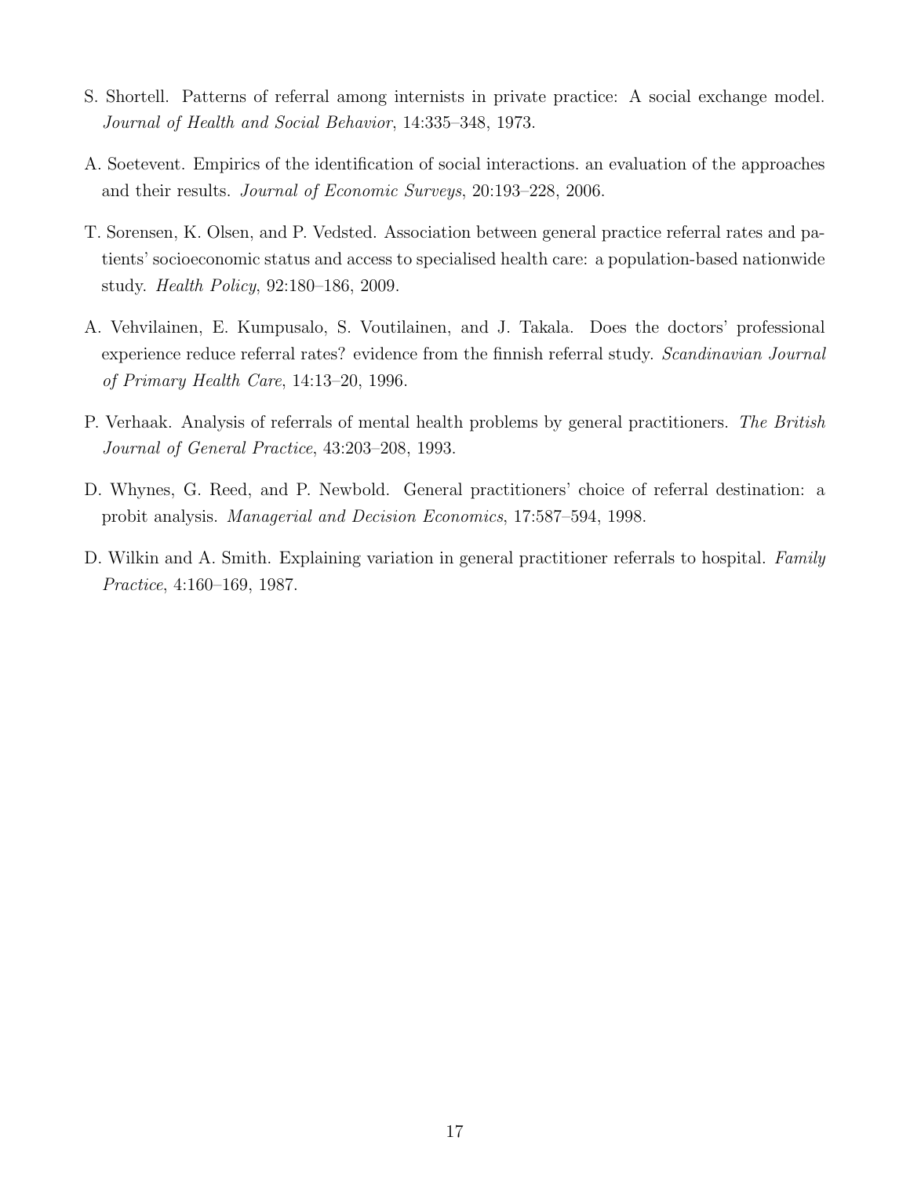S. Shortell. Patterns of referral among internists in private practice: A social exchange model. *Journal of Health and Social Behavior*, 14:335–348, 1973.

A. Soetevent. Empirics of the identification of social interactions. an evaluation of the approaches and their results. *Journal of Economic Surveys*, 20:193–228, 2006.

T. Sorensen, K. Olsen, and P. Vedsted. Association between general practice referral rates and patients' socioeconomic status and access to specialised health care: a population-based nationwide study. *Health Policy*, 92:180–186, 2009.

A. Vehvilainen, E. Kumpusalo, S. Voutilainen, and J. Takala. Does the doctors' professional experience reduce referral rates? evidence from the finnish referral study. *Scandinavian Journal of Primary Health Care*, 14:13–20, 1996.

P. Verhaak. Analysis of referrals of mental health problems by general practitioners. *The British Journal of General Practice*, 43:203–208, 1993.

D. Whynes, G. Reed, and P. Newbold. General practitioners' choice of referral destination: a probit analysis. *Managerial and Decision Economics*, 17:587–594, 1998.

D. Wilkin and A. Smith. Explaining variation in general practitioner referrals to hospital. *Family Practice*, 4:160–169, 1987.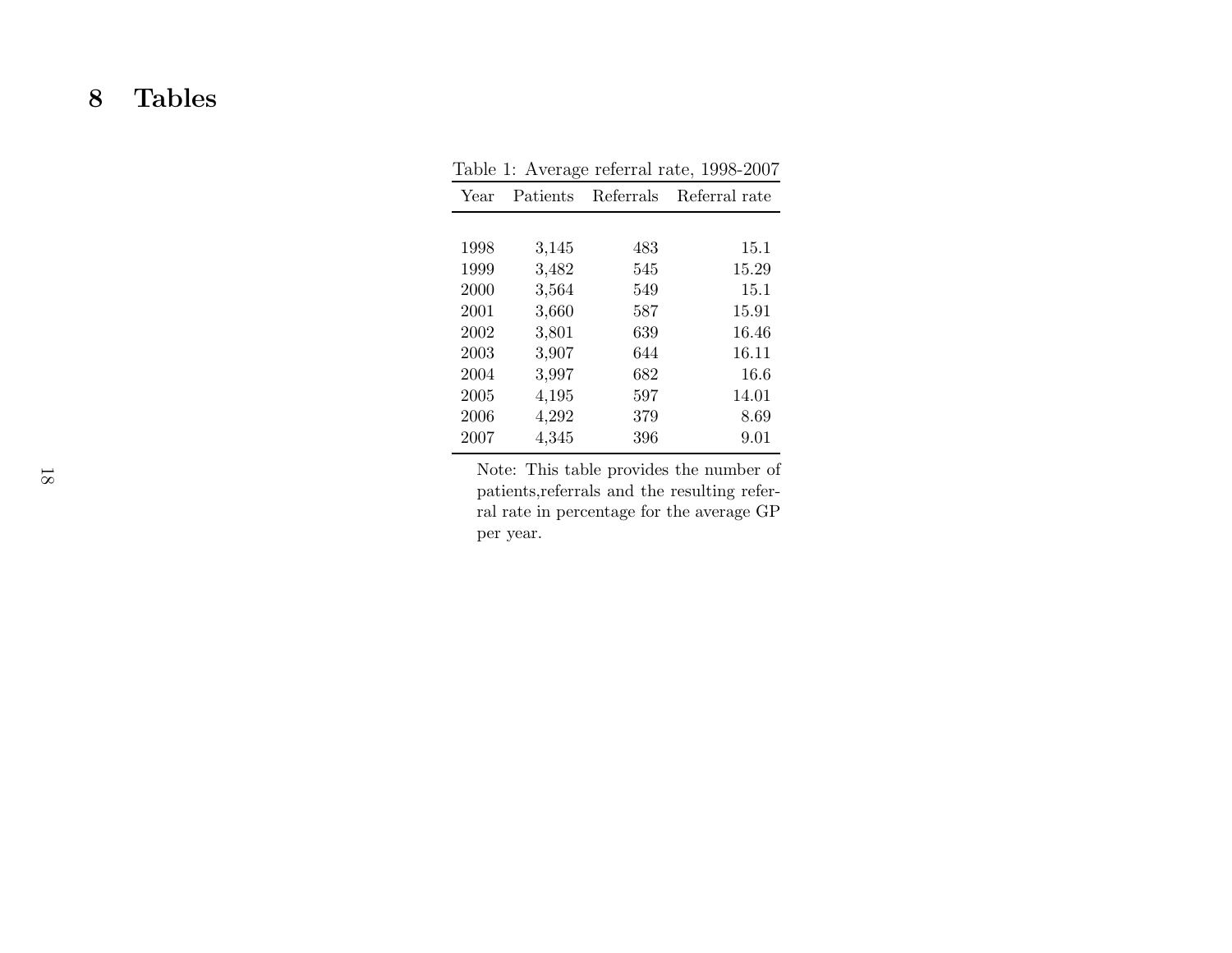# 8 Tables

Table 1: Average referral rate, 1998-2007

| Year | Patients | Referrals | Referral rate |
|---|---|---|---|
| 1998 | 3,145 | 483 | 15.1 |
| 1999 | 3,482 | 545 | 15.29 |
| 2000 | 3,564 | 549 | 15.1 |
| 2001 | 3,660 | 587 | 15.91 |
| 2002 | 3,801 | 639 | 16.46 |
| 2003 | 3,907 | 644 | 16.11 |
| 2004 | 3,997 | 682 | 16.6 |
| 2005 | 4,195 | 597 | 14.01 |
| 2006 | 4,292 | 379 | 8.69 |
| 2007 | 4,345 | 396 | 9.01 |

Note: This table provides the number of patients,referrals and the resulting referral rate in percentage for the average GP per year.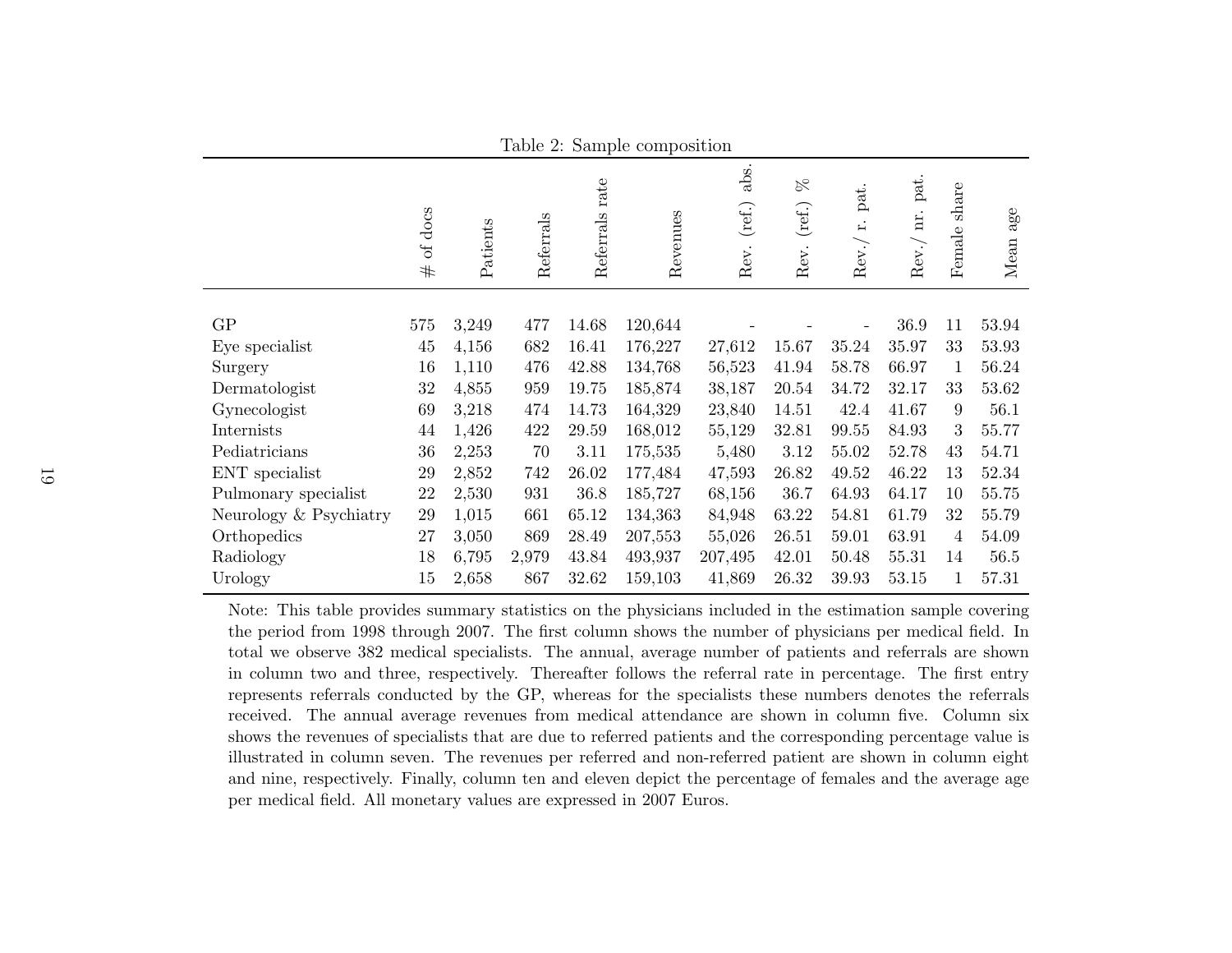Table 2: Sample composition

| | # of docs | Patients | Referrals | Referrals rate | Revenues | Rev. (ref.) abs. | Rev. (ref.) % | Rev./ r. pat. | Rev./ nr. pat. | Female share | Mean age |
|---|---|---|---|---|---|---|---|---|---|---|---|
| GP | 575 | 3,249 | 477 | 14.68 | 120,644 | - | - | - | 36.9 | 11 | 53.94 |
| Eye specialist | 45 | 4,156 | 682 | 16.41 | 176,227 | 27,612 | 15.67 | 35.24 | 35.97 | 33 | 53.93 |
| Surgery | 16 | 1,110 | 476 | 42.88 | 134,768 | 56,523 | 41.94 | 58.78 | 66.97 | 1 | 56.24 |
| Dermatologist | 32 | 4,855 | 959 | 19.75 | 185,874 | 38,187 | 20.54 | 34.72 | 32.17 | 33 | 53.62 |
| Gynecologist | 69 | 3,218 | 474 | 14.73 | 164,329 | 23,840 | 14.51 | 42.4 | 41.67 | 9 | 56.1 |
| Internists | 44 | 1,426 | 422 | 29.59 | 168,012 | 55,129 | 32.81 | 99.55 | 84.93 | 3 | 55.77 |
| Pediatricians | 36 | 2,253 | 70 | 3.11 | 175,535 | 5,480 | 3.12 | 55.02 | 52.78 | 43 | 54.71 |
| ENT specialist | 29 | 2,852 | 742 | 26.02 | 177,484 | 47,593 | 26.82 | 49.52 | 46.22 | 13 | 52.34 |
| Pulmonary specialist | 22 | 2,530 | 931 | 36.8 | 185,727 | 68,156 | 36.7 | 64.93 | 64.17 | 10 | 55.75 |
| Neurology & Psychiatry | 29 | 1,015 | 661 | 65.12 | 134,363 | 84,948 | 63.22 | 54.81 | 61.79 | 32 | 55.79 |
| Orthopedics | 27 | 3,050 | 869 | 28.49 | 207,553 | 55,026 | 26.51 | 59.01 | 63.91 | 4 | 54.09 |
| Radiology | 18 | 6,795 | 2,979 | 43.84 | 493,937 | 207,495 | 42.01 | 50.48 | 55.31 | 14 | 56.5 |
| Urology | 15 | 2,658 | 867 | 32.62 | 159,103 | 41,869 | 26.32 | 39.93 | 53.15 | 1 | 57.31 |

Note: This table provides summary statistics on the physicians included in the estimation sample covering the period from 1998 through 2007. The first column shows the number of physicians per medical field. In total we observe 382 medical specialists. The annual, average number of patients and referrals are shown in column two and three, respectively. Thereafter follows the referral rate in percentage. The first entry represents referrals conducted by the GP, whereas for the specialists these numbers denotes the referrals received. The annual average revenues from medical attendance are shown in column five. Column six shows the revenues of specialists that are due to referred patients and the corresponding percentage value is illustrated in column seven. The revenues per referred and non-referred patient are shown in column eight and nine, respectively. Finally, column ten and eleven depict the percentage of females and the average age per medical field. All monetary values are expressed in 2007 Euros.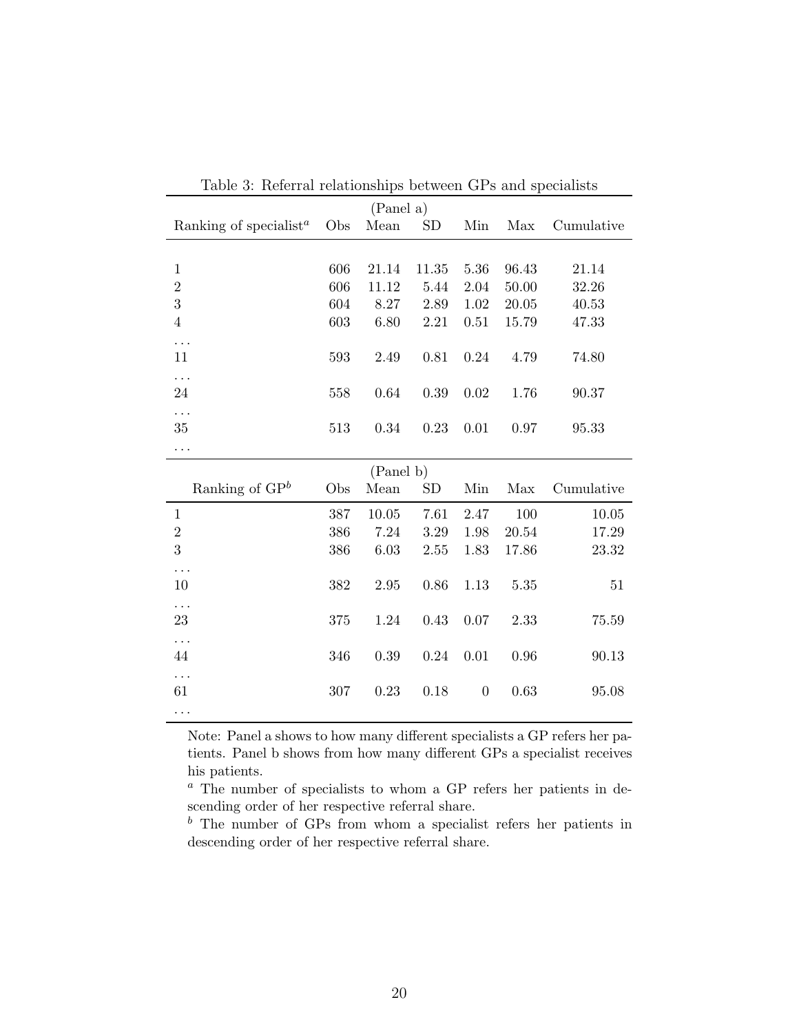Table 3: Referral relationships between GPs and specialists

| (Panel a) | | | | | | |
|---|---|---|---|---|---|---|
| Ranking of specialist[a] | Obs | Mean | SD | Min | Max | Cumulative |
| 1 | 606 | 21.14 | 11.35 | 5.36 | 96.43 | 21.14 |
| 2 | 606 | 11.12 | 5.44 | 2.04 | 50.00 | 32.26 |
| 3 | 604 | 8.27 | 2.89 | 1.02 | 20.05 | 40.53 |
| 4 | 603 | 6.80 | 2.21 | 0.51 | 15.79 | 47.33 |
| ... | | | | | | |
| 11 | 593 | 2.49 | 0.81 | 0.24 | 4.79 | 74.80 |
| ... | | | | | | |
| 24 | 558 | 0.64 | 0.39 | 0.02 | 1.76 | 90.37 |
| ... | | | | | | |
| 35 | 513 | 0.34 | 0.23 | 0.01 | 0.97 | 95.33 |
| ... | | | | | | |
| (Panel b) | | | | | | |
| Ranking of GP[b] | Obs | Mean | SD | Min | Max | Cumulative |
| 1 | 387 | 10.05 | 7.61 | 2.47 | 100 | 10.05 |
| 2 | 386 | 7.24 | 3.29 | 1.98 | 20.54 | 17.29 |
| 3 | 386 | 6.03 | 2.55 | 1.83 | 17.86 | 23.32 |
| ... | | | | | | |
| 10 | 382 | 2.95 | 0.86 | 1.13 | 5.35 | 51 |
| ... | | | | | | |
| 23 | 375 | 1.24 | 0.43 | 0.07 | 2.33 | 75.59 |
| ... | | | | | | |
| 44 | 346 | 0.39 | 0.24 | 0.01 | 0.96 | 90.13 |
| ... | | | | | | |
| 61 | 307 | 0.23 | 0.18 | 0 | 0.63 | 95.08 |
| ... | | | | | | |

Note: Panel a shows to how many different specialists a GP refers her patients. Panel b shows from how many different GPs a specialist receives his patients.

[a] The number of specialists to whom a GP refers her patients in descending order of her respective referral share.

[b] The number of GPs from whom a specialist refers her patients in descending order of her respective referral share.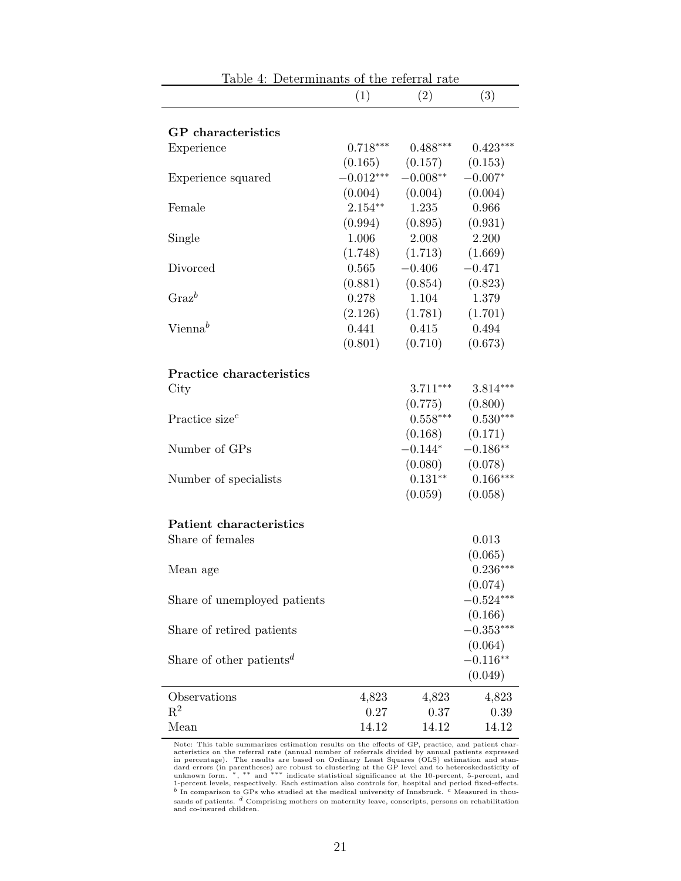Table 4: Determinants of the referral rate

| | (1) | (2) | (3) |
|---|---|---|---|
| **GP characteristics** | | | |
| Experience | $0.718^{***}$ | $0.488^{***}$ | $0.423^{***}$ |
| | (0.165) | (0.157) | (0.153) |
| Experience squared | $-0.012^{***}$ | $-0.008^{**}$ | $-0.007^{*}$ |
| | (0.004) | (0.004) | (0.004) |
| Female | $2.154^{**}$ | 1.235 | 0.966 |
| | (0.994) | (0.895) | (0.931) |
| Single | 1.006 | 2.008 | 2.200 |
| | (1.748) | (1.713) | (1.669) |
| Divorced | 0.565 | −0.406 | −0.471 |
| | (0.881) | (0.854) | (0.823) |
| Graz[b] | 0.278 | 1.104 | 1.379 |
| | (2.126) | (1.781) | (1.701) |
| Vienna[b] | 0.441 | 0.415 | 0.494 |
| | (0.801) | (0.710) | (0.673) |
| **Practice characteristics** | | | |
| City | | $3.711^{***}$ | $3.814^{***}$ |
| | | (0.775) | (0.800) |
| Practice size[c] | | $0.558^{***}$ | $0.530^{***}$ |
| | | (0.168) | (0.171) |
| Number of GPs | | $-0.144^{*}$ | $-0.186^{**}$ |
| | | (0.080) | (0.078) |
| Number of specialists | | $0.131^{**}$ | $0.166^{***}$ |
| | | (0.059) | (0.058) |
| **Patient characteristics** | | | |
| Share of females | | | 0.013 |
| | | | (0.065) |
| Mean age | | | $0.236^{***}$ |
| | | | (0.074) |
| Share of unemployed patients | | | $-0.524^{***}$ |
| | | | (0.166) |
| Share of retired patients | | | $-0.353^{***}$ |
| | | | (0.064) |
| Share of other patients[d] | | | $-0.116^{**}$ |
| | | | (0.049) |
| Observations | 4,823 | 4,823 | 4,823 |
| $R^2$ | 0.27 | 0.37 | 0.39 |
| Mean | 14.12 | 14.12 | 14.12 |

Note: This table summarizes estimation results on the effects of GP, practice, and patient characteristics on the referral rate (annual number of referrals divided by annual patients expressed in percentage). The results are based on Ordinary Least Squares (OLS) estimation and standard errors (in parentheses) are robust to clustering at the GP level and to heteroskedasticity of unknown form. *, ** and *** indicate statistical significance at the 10-percent, 5-percent, and 1-percent levels, respectively. Each estimation also controls for, hospital and period fixed-effects. [b] In comparison to GPs who studied at the medical university of Innsbruck. [c] Measured in thousands of patients. [d] Comprising mothers on maternity leave, conscripts, persons on rehabilitation and co-insured children.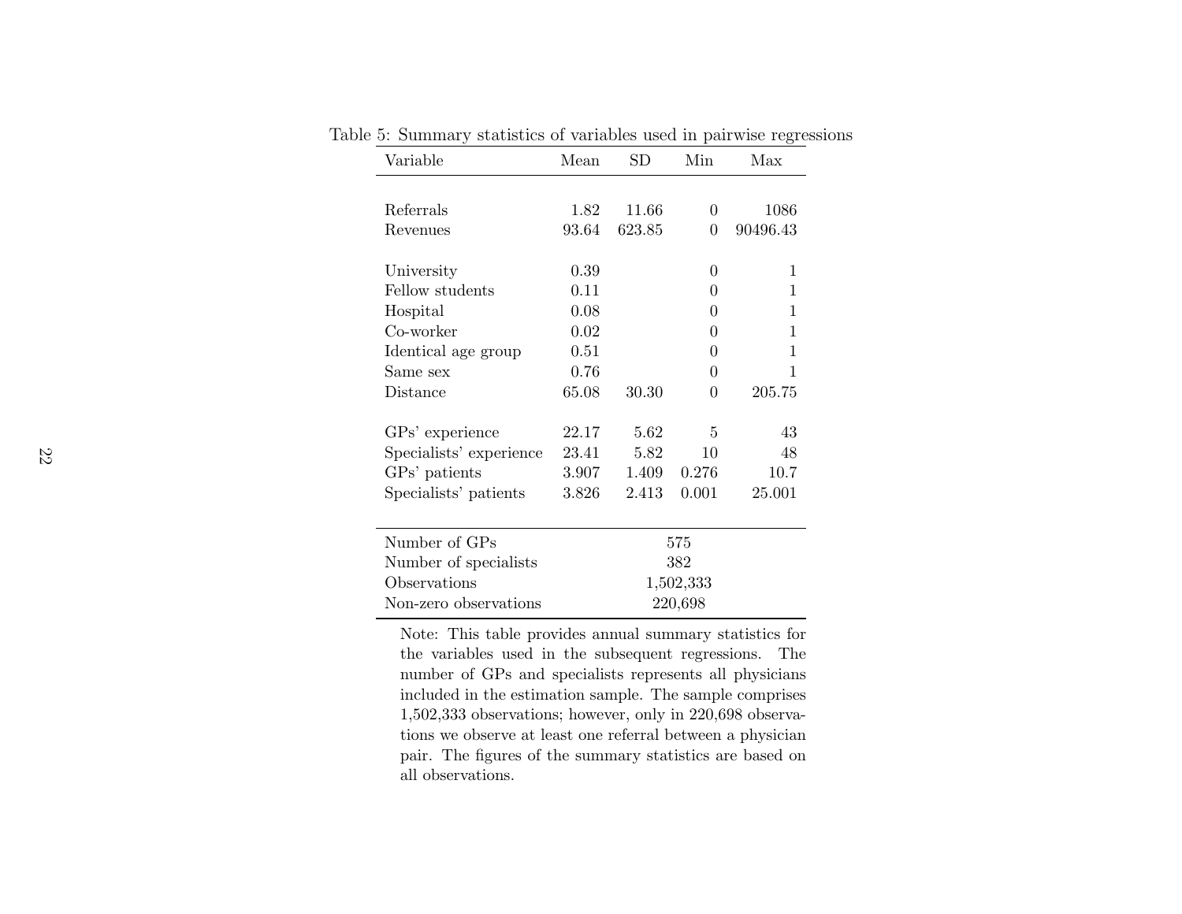Table 5: Summary statistics of variables used in pairwise regressions

| Variable | Mean | SD | Min | Max |
|---|---|---|---|---|
| Referrals | 1.82 | 11.66 | 0 | 1086 |
| Revenues | 93.64 | 623.85 | 0 | 90496.43 |
| University | 0.39 | | 0 | 1 |
| Fellow students | 0.11 | | 0 | 1 |
| Hospital | 0.08 | | 0 | 1 |
| Co-worker | 0.02 | | 0 | 1 |
| Identical age group | 0.51 | | 0 | 1 |
| Same sex | 0.76 | | 0 | 1 |
| Distance | 65.08 | 30.30 | 0 | 205.75 |
| GPs' experience | 22.17 | 5.62 | 5 | 43 |
| Specialists' experience | 23.41 | 5.82 | 10 | 48 |
| GPs' patients | 3.907 | 1.409 | 0.276 | 10.7 |
| Specialists' patients | 3.826 | 2.413 | 0.001 | 25.001 |
| Number of GPs | | 575 | | |
| Number of specialists | | 382 | | |
| Observations | | 1,502,333 | | |
| Non-zero observations | | 220,698 | | |

Note: This table provides annual summary statistics for the variables used in the subsequent regressions. The number of GPs and specialists represents all physicians included in the estimation sample. The sample comprises 1,502,333 observations; however, only in 220,698 observations we observe at least one referral between a physician pair. The figures of the summary statistics are based on all observations.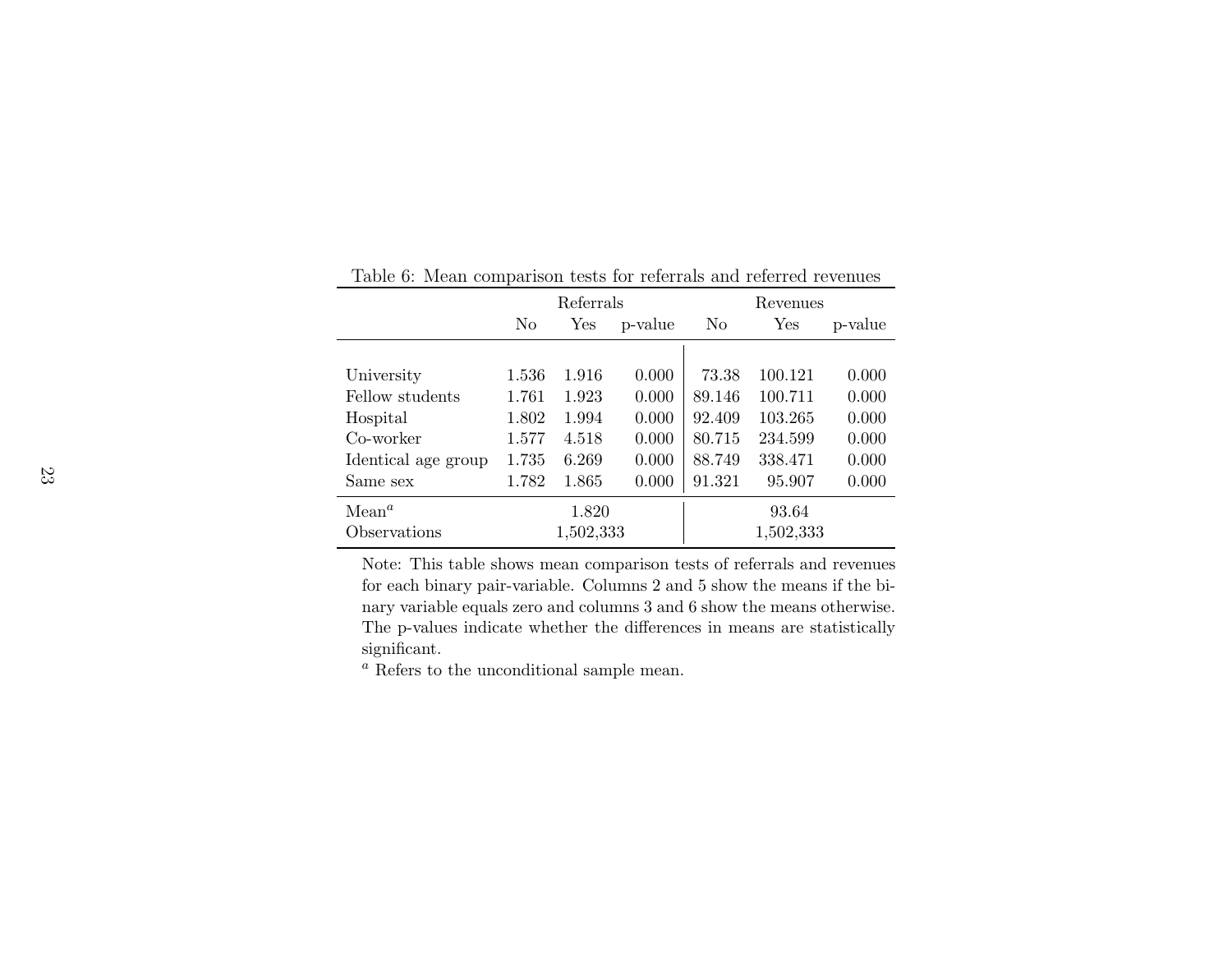Table 6: Mean comparison tests for referrals and referred revenues

| | Referrals | | | Revenues | | |
|---|---|---|---|---|---|---|
| | No | Yes | p-value | No | Yes | p-value |
| University | 1.536 | 1.916 | 0.000 | 73.38 | 100.121 | 0.000 |
| Fellow students | 1.761 | 1.923 | 0.000 | 89.146 | 100.711 | 0.000 |
| Hospital | 1.802 | 1.994 | 0.000 | 92.409 | 103.265 | 0.000 |
| Co-worker | 1.577 | 4.518 | 0.000 | 80.715 | 234.599 | 0.000 |
| Identical age group | 1.735 | 6.269 | 0.000 | 88.749 | 338.471 | 0.000 |
| Same sex | 1.782 | 1.865 | 0.000 | 91.321 | 95.907 | 0.000 |
| Mean[a] | | 1.820 | | | 93.64 | |
| Observations | | 1,502,333 | | | 1,502,333 | |

Note: This table shows mean comparison tests of referrals and revenues for each binary pair-variable. Columns 2 and 5 show the means if the binary variable equals zero and columns 3 and 6 show the means otherwise. The p-values indicate whether the differences in means are statistically significant.

[a] Refers to the unconditional sample mean.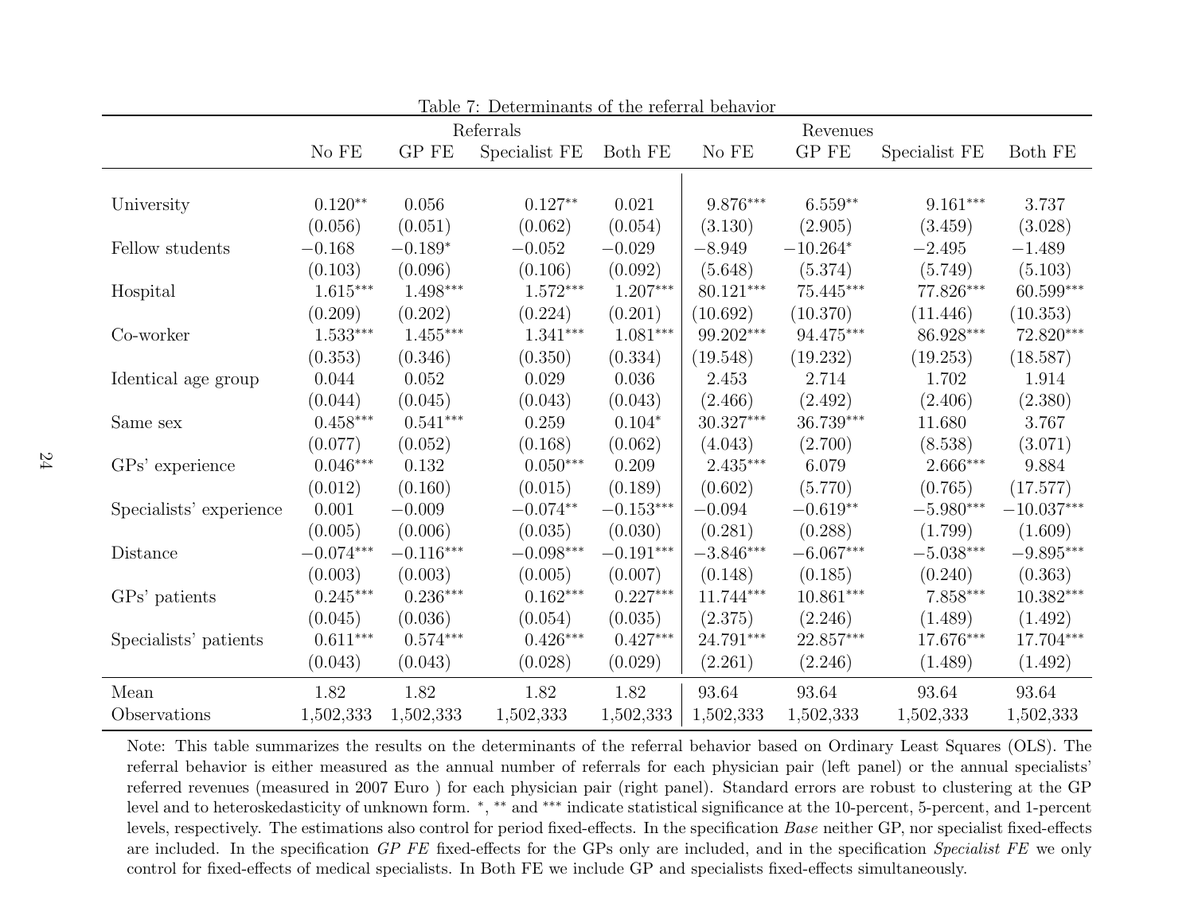Table 7: Determinants of the referral behavior

| | Referrals | | | | Revenues | | | |
|---|---|---|---|---|---|---|---|---|
| | No FE | GP FE | Specialist FE | Both FE | No FE | GP FE | Specialist FE | Both FE |
| University | 0.120** | 0.056 | 0.127** | 0.021 | 9.876*** | 6.559** | 9.161*** | 3.737 |
| | (0.056) | (0.051) | (0.062) | (0.054) | (3.130) | (2.905) | (3.459) | (3.028) |
| Fellow students | −0.168 | −0.189* | −0.052 | −0.029 | −8.949 | −10.264* | −2.495 | −1.489 |
| | (0.103) | (0.096) | (0.106) | (0.092) | (5.648) | (5.374) | (5.749) | (5.103) |
| Hospital | 1.615*** | 1.498*** | 1.572*** | 1.207*** | 80.121*** | 75.445*** | 77.826*** | 60.599*** |
| | (0.209) | (0.202) | (0.224) | (0.201) | (10.692) | (10.370) | (11.446) | (10.353) |
| Co-worker | 1.533*** | 1.455*** | 1.341*** | 1.081*** | 99.202*** | 94.475*** | 86.928*** | 72.820*** |
| | (0.353) | (0.346) | (0.350) | (0.334) | (19.548) | (19.232) | (19.253) | (18.587) |
| Identical age group | 0.044 | 0.052 | 0.029 | 0.036 | 2.453 | 2.714 | 1.702 | 1.914 |
| | (0.044) | (0.045) | (0.043) | (0.043) | (2.466) | (2.492) | (2.406) | (2.380) |
| Same sex | 0.458*** | 0.541*** | 0.259 | 0.104* | 30.327*** | 36.739*** | 11.680 | 3.767 |
| | (0.077) | (0.052) | (0.168) | (0.062) | (4.043) | (2.700) | (8.538) | (3.071) |
| GPs' experience | 0.046*** | 0.132 | 0.050*** | 0.209 | 2.435*** | 6.079 | 2.666*** | 9.884 |
| | (0.012) | (0.160) | (0.015) | (0.189) | (0.602) | (5.770) | (0.765) | (17.577) |
| Specialists' experience | 0.001 | −0.009 | −0.074** | −0.153*** | −0.094 | −0.619** | −5.980*** | −10.037*** |
| | (0.005) | (0.006) | (0.035) | (0.030) | (0.281) | (0.288) | (1.799) | (1.609) |
| Distance | −0.074*** | −0.116*** | −0.098*** | −0.191*** | −3.846*** | −6.067*** | −5.038*** | −9.895*** |
| | (0.003) | (0.003) | (0.005) | (0.007) | (0.148) | (0.185) | (0.240) | (0.363) |
| GPs' patients | 0.245*** | 0.236*** | 0.162*** | 0.227*** | 11.744*** | 10.861*** | 7.858*** | 10.382*** |
| | (0.045) | (0.036) | (0.054) | (0.035) | (2.375) | (2.246) | (1.489) | (1.492) |
| Specialists' patients | 0.611*** | 0.574*** | 0.426*** | 0.427*** | 24.791*** | 22.857*** | 17.676*** | 17.704*** |
| | (0.043) | (0.043) | (0.028) | (0.029) | (2.261) | (2.246) | (1.489) | (1.492) |
| Mean | 1.82 | 1.82 | 1.82 | 1.82 | 93.64 | 93.64 | 93.64 | 93.64 |
| Observations | 1,502,333 | 1,502,333 | 1,502,333 | 1,502,333 | 1,502,333 | 1,502,333 | 1,502,333 | 1,502,333 |

Note: This table summarizes the results on the determinants of the referral behavior based on Ordinary Least Squares (OLS). The referral behavior is either measured as the annual number of referrals for each physician pair (left panel) or the annual specialists' referred revenues (measured in 2007 Euro ) for each physician pair (right panel). Standard errors are robust to clustering at the GP level and to heteroskedasticity of unknown form. *, ** and *** indicate statistical significance at the 10-percent, 5-percent, and 1-percent levels, respectively. The estimations also control for period fixed-effects. In the specification *Base* neither GP, nor specialist fixed-effects are included. In the specification *GP FE* fixed-effects for the GPs only are included, and in the specification *Specialist FE* we only control for fixed-effects of medical specialists. In Both FE we include GP and specialists fixed-effects simultaneously.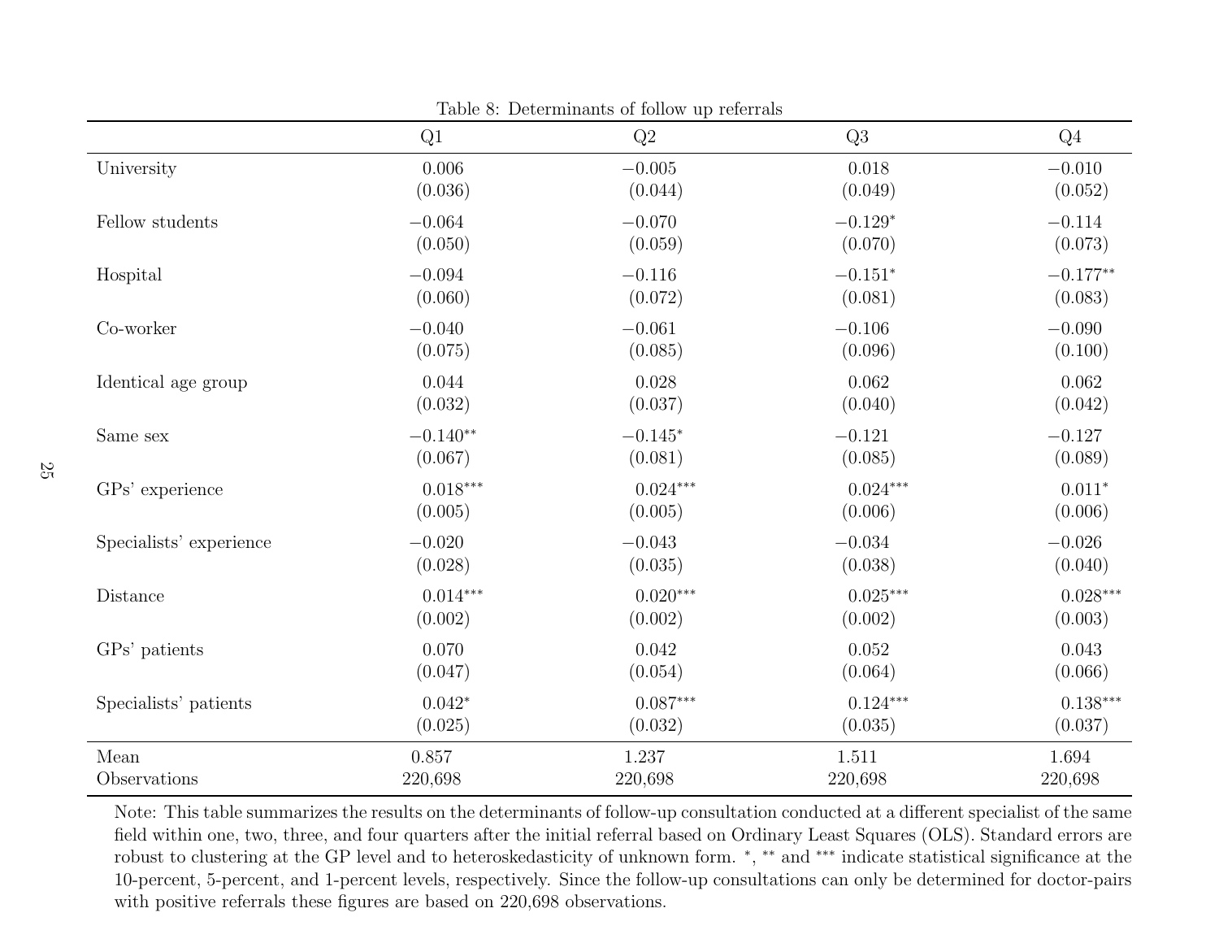Table 8: Determinants of follow up referrals

| | Q1 | Q2 | Q3 | Q4 |
|---|---|---|---|---|
| University | 0.006 | −0.005 | 0.018 | −0.010 |
| | (0.036) | (0.044) | (0.049) | (0.052) |
| Fellow students | −0.064 | −0.070 | −0.129* | −0.114 |
| | (0.050) | (0.059) | (0.070) | (0.073) |
| Hospital | −0.094 | −0.116 | −0.151* | −0.177** |
| | (0.060) | (0.072) | (0.081) | (0.083) |
| Co-worker | −0.040 | −0.061 | −0.106 | −0.090 |
| | (0.075) | (0.085) | (0.096) | (0.100) |
| Identical age group | 0.044 | 0.028 | 0.062 | 0.062 |
| | (0.032) | (0.037) | (0.040) | (0.042) |
| Same sex | −0.140** | −0.145* | −0.121 | −0.127 |
| | (0.067) | (0.081) | (0.085) | (0.089) |
| GPs' experience | 0.018*** | 0.024*** | 0.024*** | 0.011* |
| | (0.005) | (0.005) | (0.006) | (0.006) |
| Specialists' experience | −0.020 | −0.043 | −0.034 | −0.026 |
| | (0.028) | (0.035) | (0.038) | (0.040) |
| Distance | 0.014*** | 0.020*** | 0.025*** | 0.028*** |
| | (0.002) | (0.002) | (0.002) | (0.003) |
| GPs' patients | 0.070 | 0.042 | 0.052 | 0.043 |
| | (0.047) | (0.054) | (0.064) | (0.066) |
| Specialists' patients | 0.042* | 0.087*** | 0.124*** | 0.138*** |
| | (0.025) | (0.032) | (0.035) | (0.037) |
| Mean | 0.857 | 1.237 | 1.511 | 1.694 |
| Observations | 220,698 | 220,698 | 220,698 | 220,698 |

Note: This table summarizes the results on the determinants of follow-up consultation conducted at a different specialist of the same field within one, two, three, and four quarters after the initial referral based on Ordinary Least Squares (OLS). Standard errors are robust to clustering at the GP level and to heteroskedasticity of unknown form. *, ** and *** indicate statistical significance at the 10-percent, 5-percent, and 1-percent levels, respectively. Since the follow-up consultations can only be determined for doctor-pairs with positive referrals these figures are based on 220,698 observations.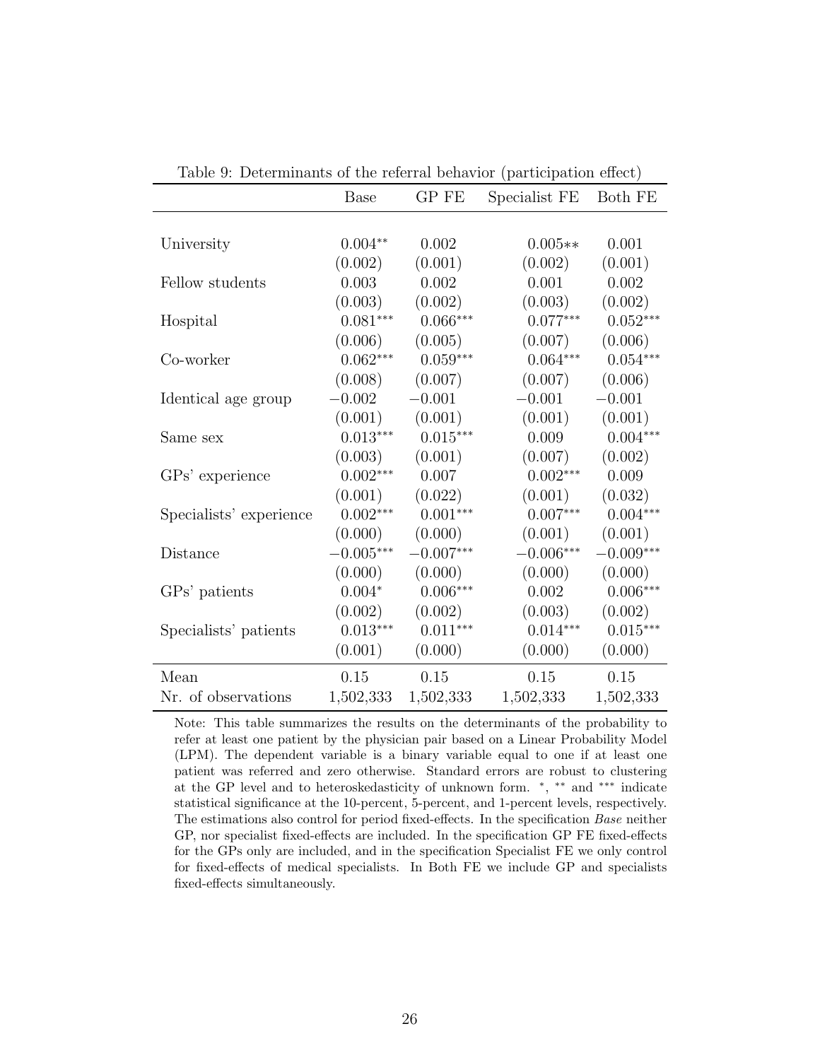Table 9: Determinants of the referral behavior (participation effect)

| | Base | GP FE | Specialist FE | Both FE |
|---|---|---|---|---|
| University | $0.004^{**}$ | 0.002 | $0.005^{**}$ | 0.001 |
| | (0.002) | (0.001) | (0.002) | (0.001) |
| Fellow students | 0.003 | 0.002 | 0.001 | 0.002 |
| | (0.003) | (0.002) | (0.003) | (0.002) |
| Hospital | $0.081^{***}$ | $0.066^{***}$ | $0.077^{***}$ | $0.052^{***}$ |
| | (0.006) | (0.005) | (0.007) | (0.006) |
| Co-worker | $0.062^{***}$ | $0.059^{***}$ | $0.064^{***}$ | $0.054^{***}$ |
| | (0.008) | (0.007) | (0.007) | (0.006) |
| Identical age group | $-0.002$ | $-0.001$ | $-0.001$ | $-0.001$ |
| | (0.001) | (0.001) | (0.001) | (0.001) |
| Same sex | $0.013^{***}$ | $0.015^{***}$ | 0.009 | $0.004^{***}$ |
| | (0.003) | (0.001) | (0.007) | (0.002) |
| GPs' experience | $0.002^{***}$ | 0.007 | $0.002^{***}$ | 0.009 |
| | (0.001) | (0.022) | (0.001) | (0.032) |
| Specialists' experience | $0.002^{***}$ | $0.001^{***}$ | $0.007^{***}$ | $0.004^{***}$ |
| | (0.000) | (0.000) | (0.001) | (0.001) |
| Distance | $-0.005^{***}$ | $-0.007^{***}$ | $-0.006^{***}$ | $-0.009^{***}$ |
| | (0.000) | (0.000) | (0.000) | (0.000) |
| GPs' patients | $0.004^{*}$ | $0.006^{***}$ | 0.002 | $0.006^{***}$ |
| | (0.002) | (0.002) | (0.003) | (0.002) |
| Specialists' patients | $0.013^{***}$ | $0.011^{***}$ | $0.014^{***}$ | $0.015^{***}$ |
| | (0.001) | (0.000) | (0.000) | (0.000) |
| Mean | 0.15 | 0.15 | 0.15 | 0.15 |
| Nr. of observations | 1,502,333 | 1,502,333 | 1,502,333 | 1,502,333 |

Note: This table summarizes the results on the determinants of the probability to refer at least one patient by the physician pair based on a Linear Probability Model (LPM). The dependent variable is a binary variable equal to one if at least one patient was referred and zero otherwise. Standard errors are robust to clustering at the GP level and to heteroskedasticity of unknown form. $^{*}$, $^{**}$ and $^{***}$ indicate statistical significance at the 10-percent, 5-percent, and 1-percent levels, respectively. The estimations also control for period fixed-effects. In the specification *Base* neither GP, nor specialist fixed-effects are included. In the specification GP FE fixed-effects for the GPs only are included, and in the specification Specialist FE we only control for fixed-effects of medical specialists. In Both FE we include GP and specialists fixed-effects simultaneously.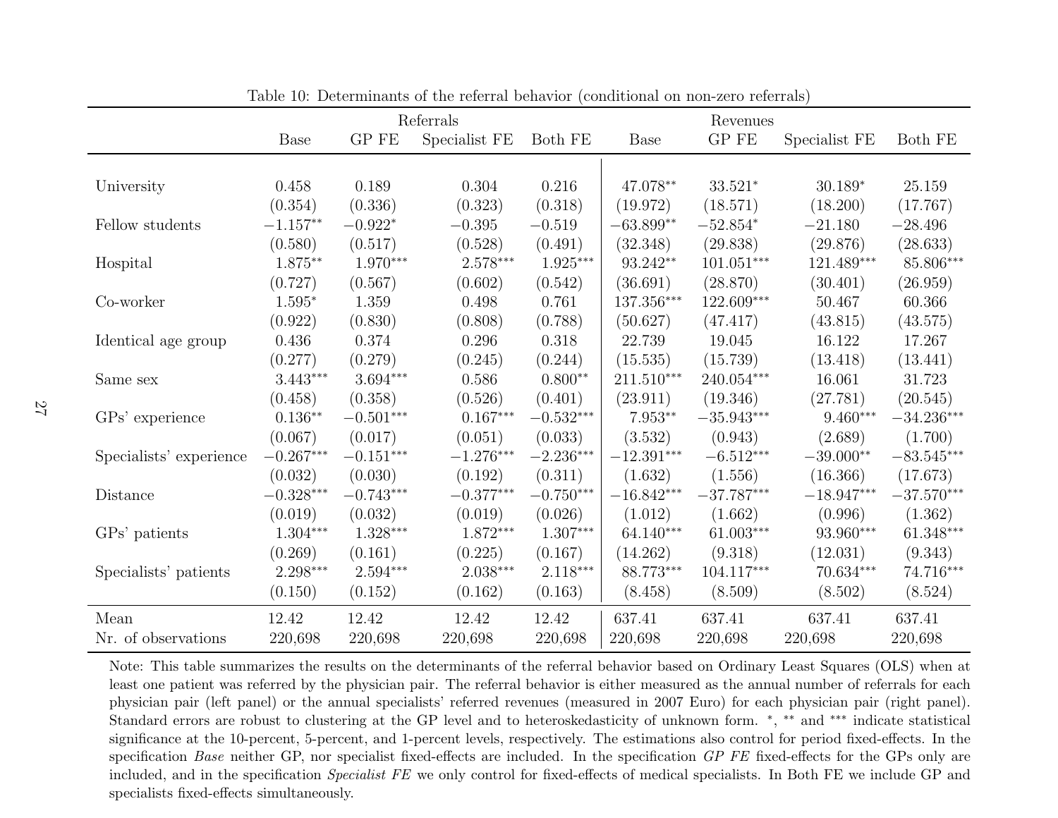Table 10: Determinants of the referral behavior (conditional on non-zero referrals)

| | Referrals | | | | Revenues | | | |
|---|---|---|---|---|---|---|---|---|
| | Base | GP FE | Specialist FE | Both FE | Base | GP FE | Specialist FE | Both FE |
| University | 0.458 | 0.189 | 0.304 | 0.216 | 47.078** | 33.521* | 30.189* | 25.159 |
| | (0.354) | (0.336) | (0.323) | (0.318) | (19.972) | (18.571) | (18.200) | (17.767) |
| Fellow students | −1.157** | −0.922* | −0.395 | −0.519 | −63.899** | −52.854* | −21.180 | −28.496 |
| | (0.580) | (0.517) | (0.528) | (0.491) | (32.348) | (29.838) | (29.876) | (28.633) |
| Hospital | 1.875** | 1.970*** | 2.578*** | 1.925*** | 93.242** | 101.051*** | 121.489*** | 85.806*** |
| | (0.727) | (0.567) | (0.602) | (0.542) | (36.691) | (28.870) | (30.401) | (26.959) |
| Co-worker | 1.595* | 1.359 | 0.498 | 0.761 | 137.356*** | 122.609*** | 50.467 | 60.366 |
| | (0.922) | (0.830) | (0.808) | (0.788) | (50.627) | (47.417) | (43.815) | (43.575) |
| Identical age group | 0.436 | 0.374 | 0.296 | 0.318 | 22.739 | 19.045 | 16.122 | 17.267 |
| | (0.277) | (0.279) | (0.245) | (0.244) | (15.535) | (15.739) | (13.418) | (13.441) |
| Same sex | 3.443*** | 3.694*** | 0.586 | 0.800** | 211.510*** | 240.054*** | 16.061 | 31.723 |
| | (0.458) | (0.358) | (0.526) | (0.401) | (23.911) | (19.346) | (27.781) | (20.545) |
| GPs' experience | 0.136** | −0.501*** | 0.167*** | −0.532*** | 7.953** | −35.943*** | 9.460*** | −34.236*** |
| | (0.067) | (0.017) | (0.051) | (0.033) | (3.532) | (0.943) | (2.689) | (1.700) |
| Specialists' experience | −0.267*** | −0.151*** | −1.276*** | −2.236*** | −12.391*** | −6.512*** | −39.000** | −83.545*** |
| | (0.032) | (0.030) | (0.192) | (0.311) | (1.632) | (1.556) | (16.366) | (17.673) |
| Distance | −0.328*** | −0.743*** | −0.377*** | −0.750*** | −16.842*** | −37.787*** | −18.947*** | −37.570*** |
| | (0.019) | (0.032) | (0.019) | (0.026) | (1.012) | (1.662) | (0.996) | (1.362) |
| GPs' patients | 1.304*** | 1.328*** | 1.872*** | 1.307*** | 64.140*** | 61.003*** | 93.960*** | 61.348*** |
| | (0.269) | (0.161) | (0.225) | (0.167) | (14.262) | (9.318) | (12.031) | (9.343) |
| Specialists' patients | 2.298*** | 2.594*** | 2.038*** | 2.118*** | 88.773*** | 104.117*** | 70.634*** | 74.716*** |
| | (0.150) | (0.152) | (0.162) | (0.163) | (8.458) | (8.509) | (8.502) | (8.524) |
| Mean | 12.42 | 12.42 | 12.42 | 12.42 | 637.41 | 637.41 | 637.41 | 637.41 |
| Nr. of observations | 220,698 | 220,698 | 220,698 | 220,698 | 220,698 | 220,698 | 220,698 | 220,698 |

Note: This table summarizes the results on the determinants of the referral behavior based on Ordinary Least Squares (OLS) when at least one patient was referred by the physician pair. The referral behavior is either measured as the annual number of referrals for each physician pair (left panel) or the annual specialists' referred revenues (measured in 2007 Euro) for each physician pair (right panel). Standard errors are robust to clustering at the GP level and to heteroskedasticity of unknown form. *, ** and *** indicate statistical significance at the 10-percent, 5-percent, and 1-percent levels, respectively. The estimations also control for period fixed-effects. In the specification *Base* neither GP, nor specialist fixed-effects are included. In the specification *GP FE* fixed-effects for the GPs only are included, and in the specification *Specialist FE* we only control for fixed-effects of medical specialists. In Both FE we include GP and specialists fixed-effects simultaneously.